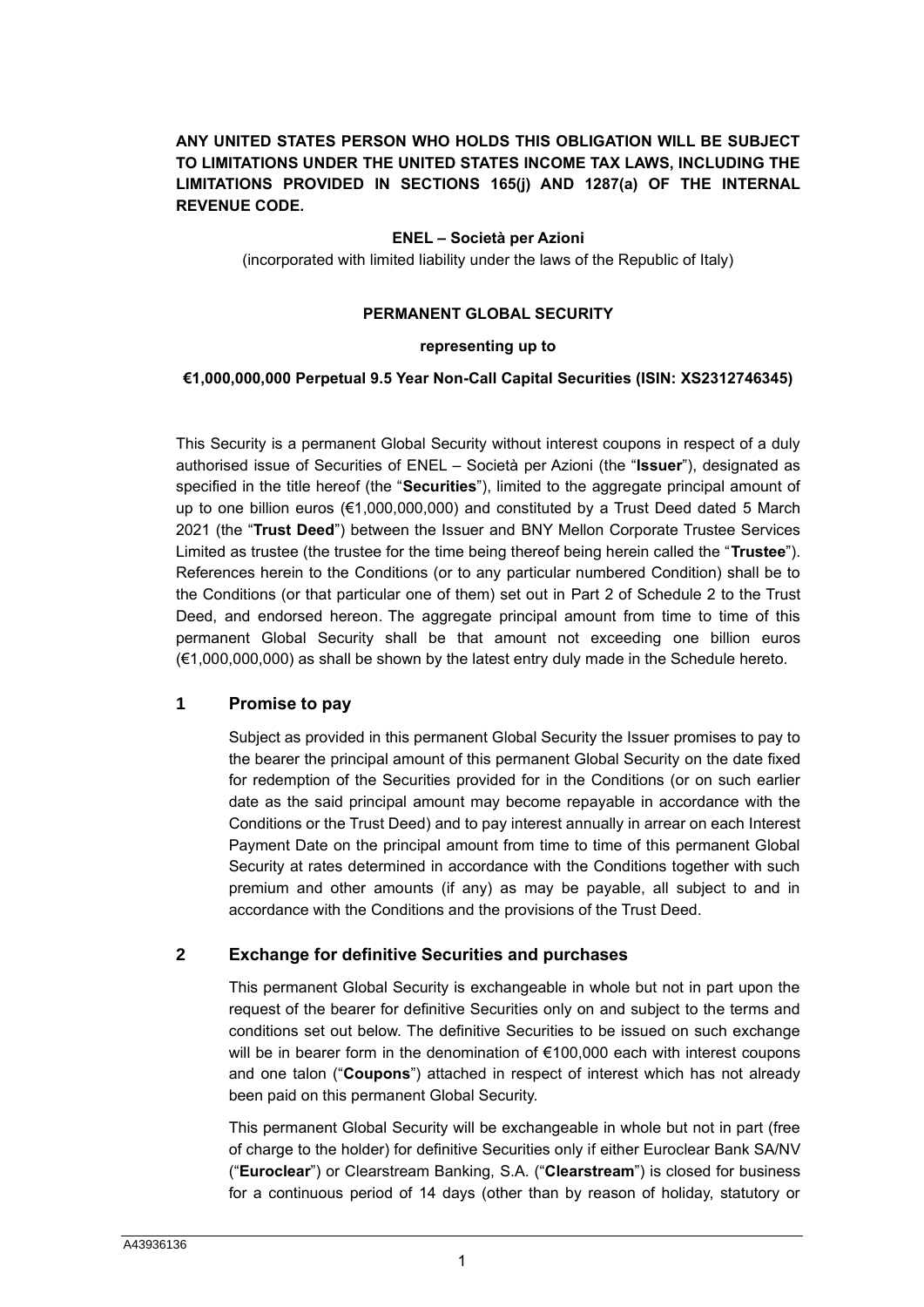**ANY UNITED STATES PERSON WHO HOLDS THIS OBLIGATION WILL BE SUBJECT TO LIMITATIONS UNDER THE UNITED STATES INCOME TAX LAWS, INCLUDING THE LIMITATIONS PROVIDED IN SECTIONS 165(j) AND 1287(a) OF THE INTERNAL REVENUE CODE.**

**ENEL – Società per Azioni**

(incorporated with limited liability under the laws of the Republic of Italy)

**PERMANENT GLOBAL SECURITY**

**representing up to**

**€1,000,000,000 Perpetual 9.5 Year Non-Call Capital Securities (ISIN: XS2312746345)**

This Security is a permanent Global Security without interest coupons in respect of a duly authorised issue of Securities of ENEL – Società per Azioni (the "**Issuer**"), designated as specified in the title hereof (the "**Securities**"), limited to the aggregate principal amount of up to one billion euros (€1,000,000,000) and constituted by a Trust Deed dated 5 March 2021 (the "**Trust Deed**") between the Issuer and BNY Mellon Corporate Trustee Services Limited as trustee (the trustee for the time being thereof being herein called the "**Trustee**"). References herein to the Conditions (or to any particular numbered Condition) shall be to the Conditions (or that particular one of them) set out in Part 2 of Schedule 2 to the Trust Deed, and endorsed hereon. The aggregate principal amount from time to time of this permanent Global Security shall be that amount not exceeding one billion euros (€1,000,000,000) as shall be shown by the latest entry duly made in the Schedule hereto.

## 1 Promise to pay

Subject as provided in this permanent Global Security the Issuer promises to pay to the bearer the principal amount of this permanent Global Security on the date fixed for redemption of the Securities provided for in the Conditions (or on such earlier date as the said principal amount may become repayable in accordance with the Conditions or the Trust Deed) and to pay interest annually in arrear on each Interest Payment Date on the principal amount from time to time of this permanent Global Security at rates determined in accordance with the Conditions together with such premium and other amounts (if any) as may be payable, all subject to and in accordance with the Conditions and the provisions of the Trust Deed.

## 2 Exchange for definitive Securities and purchases

This permanent Global Security is exchangeable in whole but not in part upon the request of the bearer for definitive Securities only on and subject to the terms and conditions set out below. The definitive Securities to be issued on such exchange will be in bearer form in the denomination of €100,000 each with interest coupons and one talon ("**Coupons**") attached in respect of interest which has not already been paid on this permanent Global Security.

This permanent Global Security will be exchangeable in whole but not in part (free of charge to the holder) for definitive Securities only if either Euroclear Bank SA/NV ("**Euroclear**") or Clearstream Banking, S.A. ("**Clearstream**") is closed for business for a continuous period of 14 days (other than by reason of holiday, statutory or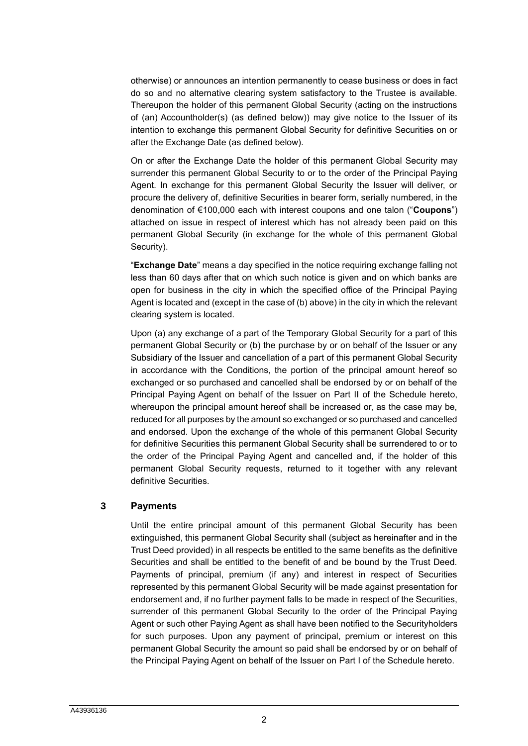otherwise) or announces an intention permanently to cease business or does in fact do so and no alternative clearing system satisfactory to the Trustee is available. Thereupon the holder of this permanent Global Security (acting on the instructions of (an) Accountholder(s) (as defined below)) may give notice to the Issuer of its intention to exchange this permanent Global Security for definitive Securities on or after the Exchange Date (as defined below).

On or after the Exchange Date the holder of this permanent Global Security may surrender this permanent Global Security to or to the order of the Principal Paying Agent. In exchange for this permanent Global Security the Issuer will deliver, or procure the delivery of, definitive Securities in bearer form, serially numbered, in the denomination of €100,000 each with interest coupons and one talon ("**Coupons**") attached on issue in respect of interest which has not already been paid on this permanent Global Security (in exchange for the whole of this permanent Global Security).

"**Exchange Date**" means a day specified in the notice requiring exchange falling not less than 60 days after that on which such notice is given and on which banks are open for business in the city in which the specified office of the Principal Paying Agent is located and (except in the case of (b) above) in the city in which the relevant clearing system is located.

Upon (a) any exchange of a part of the Temporary Global Security for a part of this permanent Global Security or (b) the purchase by or on behalf of the Issuer or any Subsidiary of the Issuer and cancellation of a part of this permanent Global Security in accordance with the Conditions, the portion of the principal amount hereof so exchanged or so purchased and cancelled shall be endorsed by or on behalf of the Principal Paying Agent on behalf of the Issuer on Part II of the Schedule hereto, whereupon the principal amount hereof shall be increased or, as the case may be, reduced for all purposes by the amount so exchanged or so purchased and cancelled and endorsed. Upon the exchange of the whole of this permanent Global Security for definitive Securities this permanent Global Security shall be surrendered to or to the order of the Principal Paying Agent and cancelled and, if the holder of this permanent Global Security requests, returned to it together with any relevant definitive Securities.

## 3 Payments

Until the entire principal amount of this permanent Global Security has been extinguished, this permanent Global Security shall (subject as hereinafter and in the Trust Deed provided) in all respects be entitled to the same benefits as the definitive Securities and shall be entitled to the benefit of and be bound by the Trust Deed. Payments of principal, premium (if any) and interest in respect of Securities represented by this permanent Global Security will be made against presentation for endorsement and, if no further payment falls to be made in respect of the Securities, surrender of this permanent Global Security to the order of the Principal Paying Agent or such other Paying Agent as shall have been notified to the Securityholders for such purposes. Upon any payment of principal, premium or interest on this permanent Global Security the amount so paid shall be endorsed by or on behalf of the Principal Paying Agent on behalf of the Issuer on Part I of the Schedule hereto.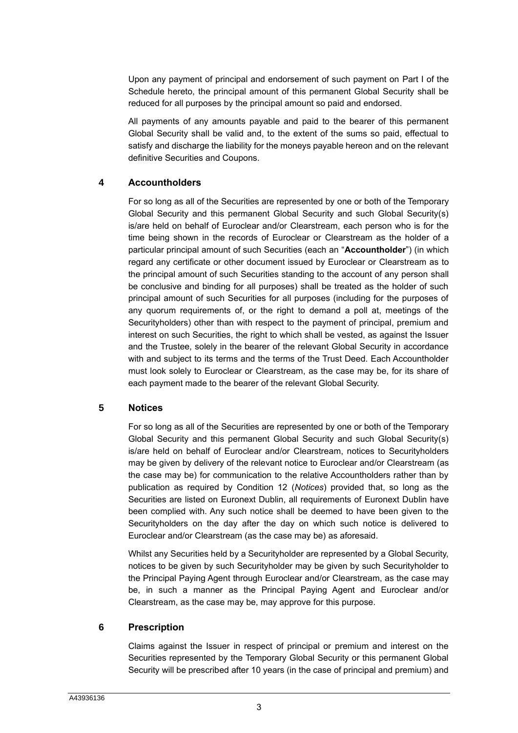Upon any payment of principal and endorsement of such payment on Part I of the Schedule hereto, the principal amount of this permanent Global Security shall be reduced for all purposes by the principal amount so paid and endorsed.

All payments of any amounts payable and paid to the bearer of this permanent Global Security shall be valid and, to the extent of the sums so paid, effectual to satisfy and discharge the liability for the moneys payable hereon and on the relevant definitive Securities and Coupons.

## 4 Accountholders

For so long as all of the Securities are represented by one or both of the Temporary Global Security and this permanent Global Security and such Global Security(s) is/are held on behalf of Euroclear and/or Clearstream, each person who is for the time being shown in the records of Euroclear or Clearstream as the holder of a particular principal amount of such Securities (each an "**Accountholder**") (in which regard any certificate or other document issued by Euroclear or Clearstream as to the principal amount of such Securities standing to the account of any person shall be conclusive and binding for all purposes) shall be treated as the holder of such principal amount of such Securities for all purposes (including for the purposes of any quorum requirements of, or the right to demand a poll at, meetings of the Securityholders) other than with respect to the payment of principal, premium and interest on such Securities, the right to which shall be vested, as against the Issuer and the Trustee, solely in the bearer of the relevant Global Security in accordance with and subject to its terms and the terms of the Trust Deed. Each Accountholder must look solely to Euroclear or Clearstream, as the case may be, for its share of each payment made to the bearer of the relevant Global Security.

## 5 Notices

For so long as all of the Securities are represented by one or both of the Temporary Global Security and this permanent Global Security and such Global Security(s) is/are held on behalf of Euroclear and/or Clearstream, notices to Securityholders may be given by delivery of the relevant notice to Euroclear and/or Clearstream (as the case may be) for communication to the relative Accountholders rather than by publication as required by Condition 12 (*Notices*) provided that, so long as the Securities are listed on Euronext Dublin, all requirements of Euronext Dublin have been complied with. Any such notice shall be deemed to have been given to the Securityholders on the day after the day on which such notice is delivered to Euroclear and/or Clearstream (as the case may be) as aforesaid.

Whilst any Securities held by a Securityholder are represented by a Global Security, notices to be given by such Securityholder may be given by such Securityholder to the Principal Paying Agent through Euroclear and/or Clearstream, as the case may be, in such a manner as the Principal Paying Agent and Euroclear and/or Clearstream, as the case may be, may approve for this purpose.

## 6 Prescription

Claims against the Issuer in respect of principal or premium and interest on the Securities represented by the Temporary Global Security or this permanent Global Security will be prescribed after 10 years (in the case of principal and premium) and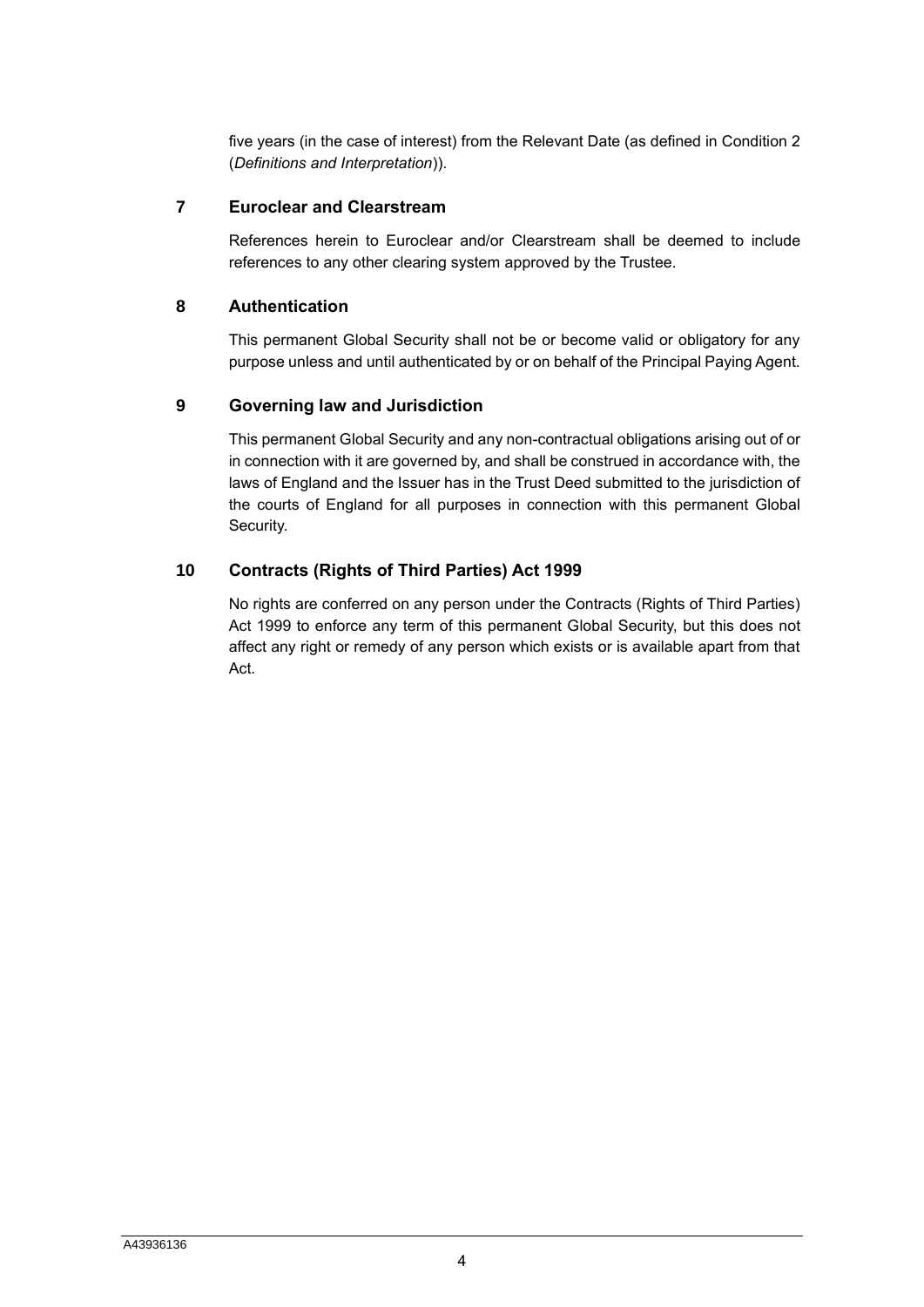five years (in the case of interest) from the Relevant Date (as defined in Condition 2 (*Definitions and Interpretation*)).

## 7 Euroclear and Clearstream

References herein to Euroclear and/or Clearstream shall be deemed to include references to any other clearing system approved by the Trustee.

## 8 Authentication

This permanent Global Security shall not be or become valid or obligatory for any purpose unless and until authenticated by or on behalf of the Principal Paying Agent.

## 9 Governing law and Jurisdiction

This permanent Global Security and any non-contractual obligations arising out of or in connection with it are governed by, and shall be construed in accordance with, the laws of England and the Issuer has in the Trust Deed submitted to the jurisdiction of the courts of England for all purposes in connection with this permanent Global Security.

## 10 Contracts (Rights of Third Parties) Act 1999

No rights are conferred on any person under the Contracts (Rights of Third Parties) Act 1999 to enforce any term of this permanent Global Security, but this does not affect any right or remedy of any person which exists or is available apart from that Act.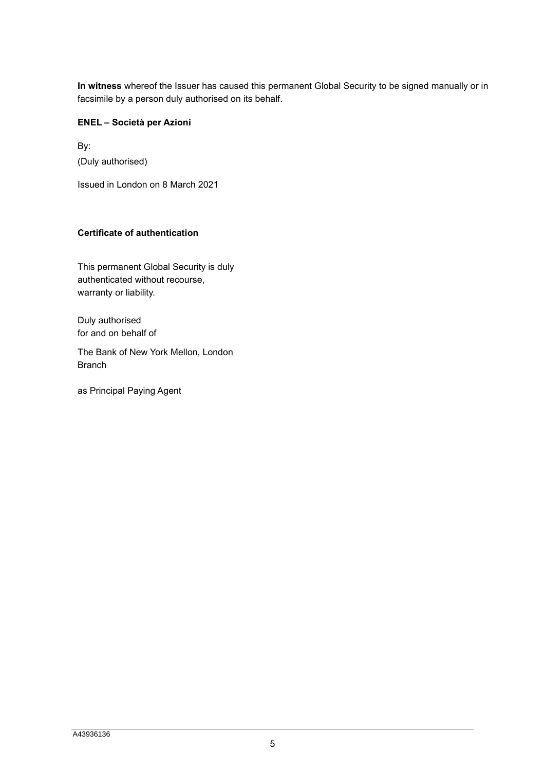**In witness** whereof the Issuer has caused this permanent Global Security to be signed manually or in facsimile by a person duly authorised on its behalf.

**ENEL – Società per Azioni**

By:

(Duly authorised)

Issued in London on 8 March 2021

**Certificate of authentication**

This permanent Global Security is duly authenticated without recourse, warranty or liability.

Duly authorised
for and on behalf of

The Bank of New York Mellon, London Branch

as Principal Paying Agent

A43936136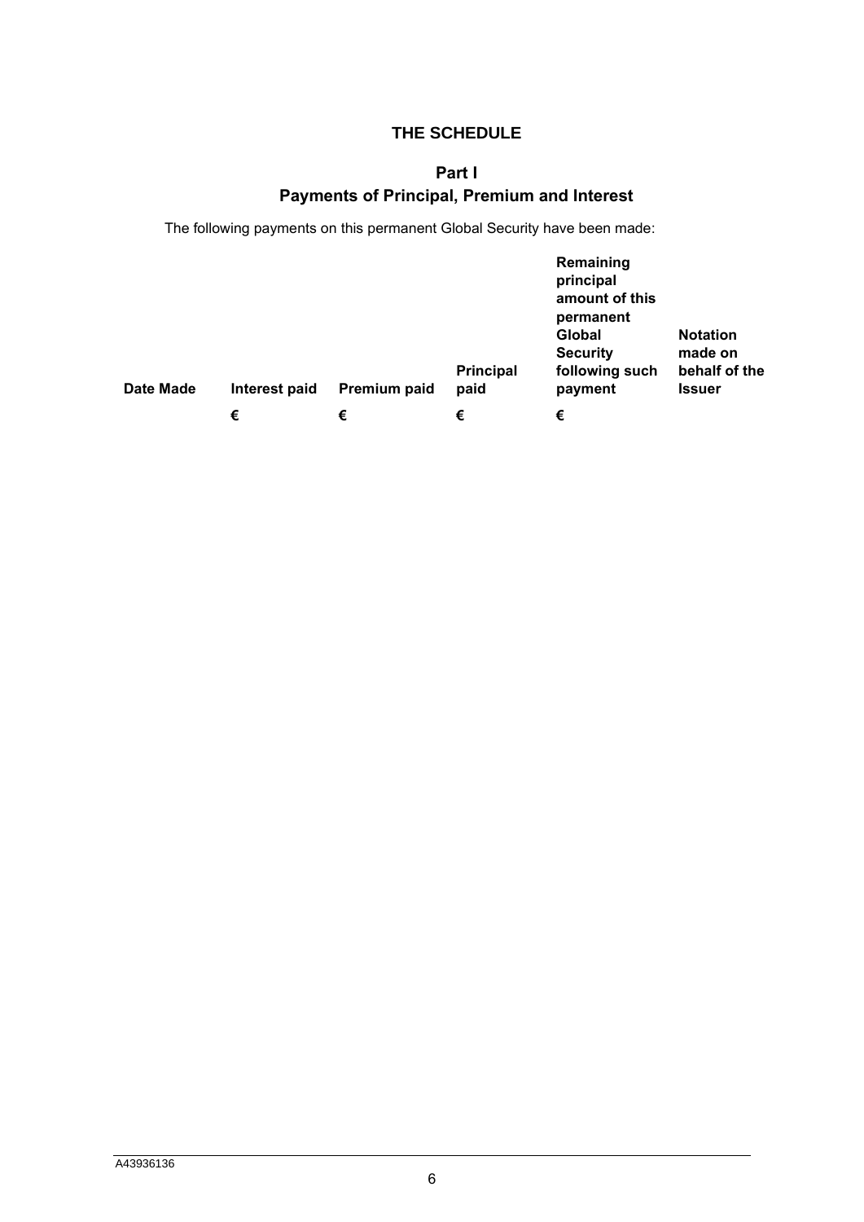# THE SCHEDULE

## Part I
## Payments of Principal, Premium and Interest

The following payments on this permanent Global Security have been made:

| Date Made | Interest paid | Premium paid | Principal paid | Remaining principal amount of this permanent Global Security following such payment | Notation made on behalf of the Issuer |
|---|---|---|---|---|---|
| | € | € | € | € | |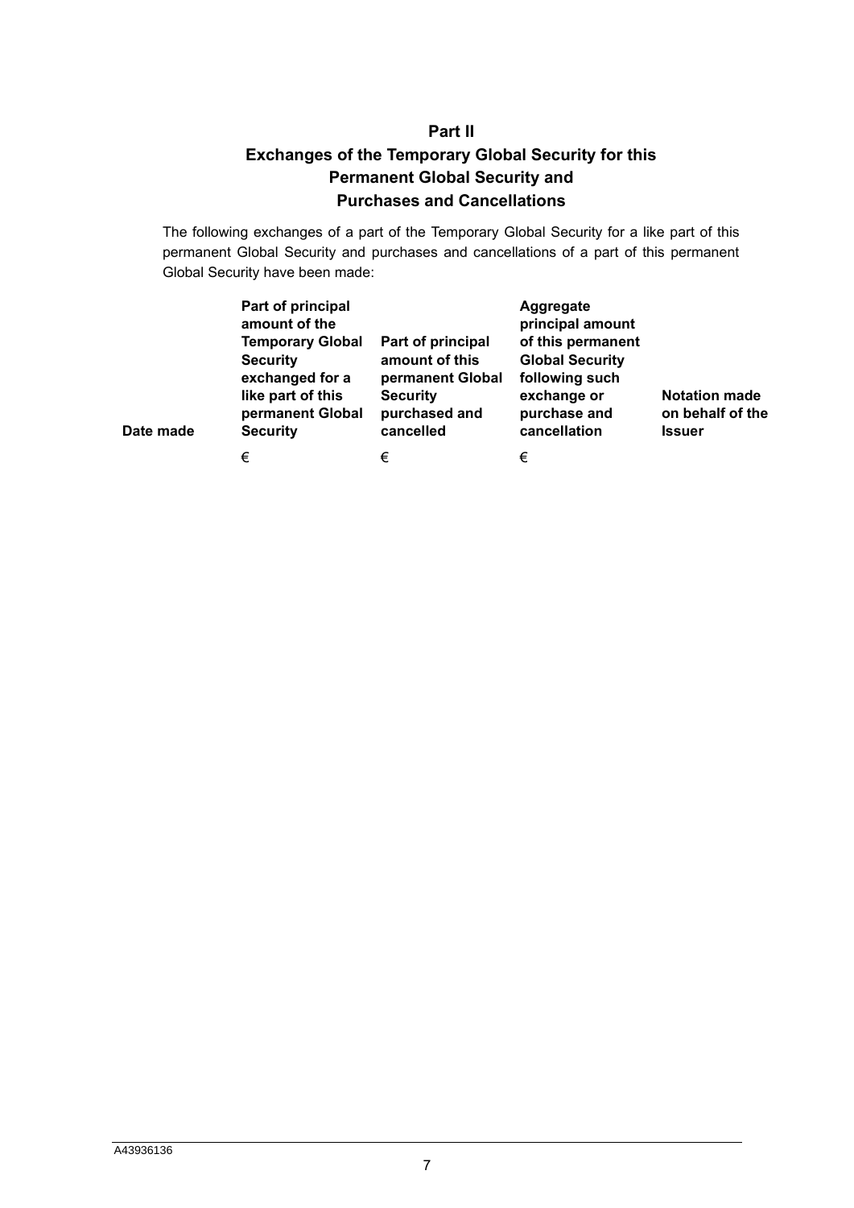# Part II

## Exchanges of the Temporary Global Security for this Permanent Global Security and Purchases and Cancellations

The following exchanges of a part of the Temporary Global Security for a like part of this permanent Global Security and purchases and cancellations of a part of this permanent Global Security have been made:

| Date made | Part of principal amount of the Temporary Global Security exchanged for a like part of this permanent Global Security | Part of principal amount of this permanent Global Security purchased and cancelled | Aggregate principal amount of this permanent Global Security following such exchange or purchase and cancellation | Notation made on behalf of the Issuer |
|---|---|---|---|---|
| | € | € | € | |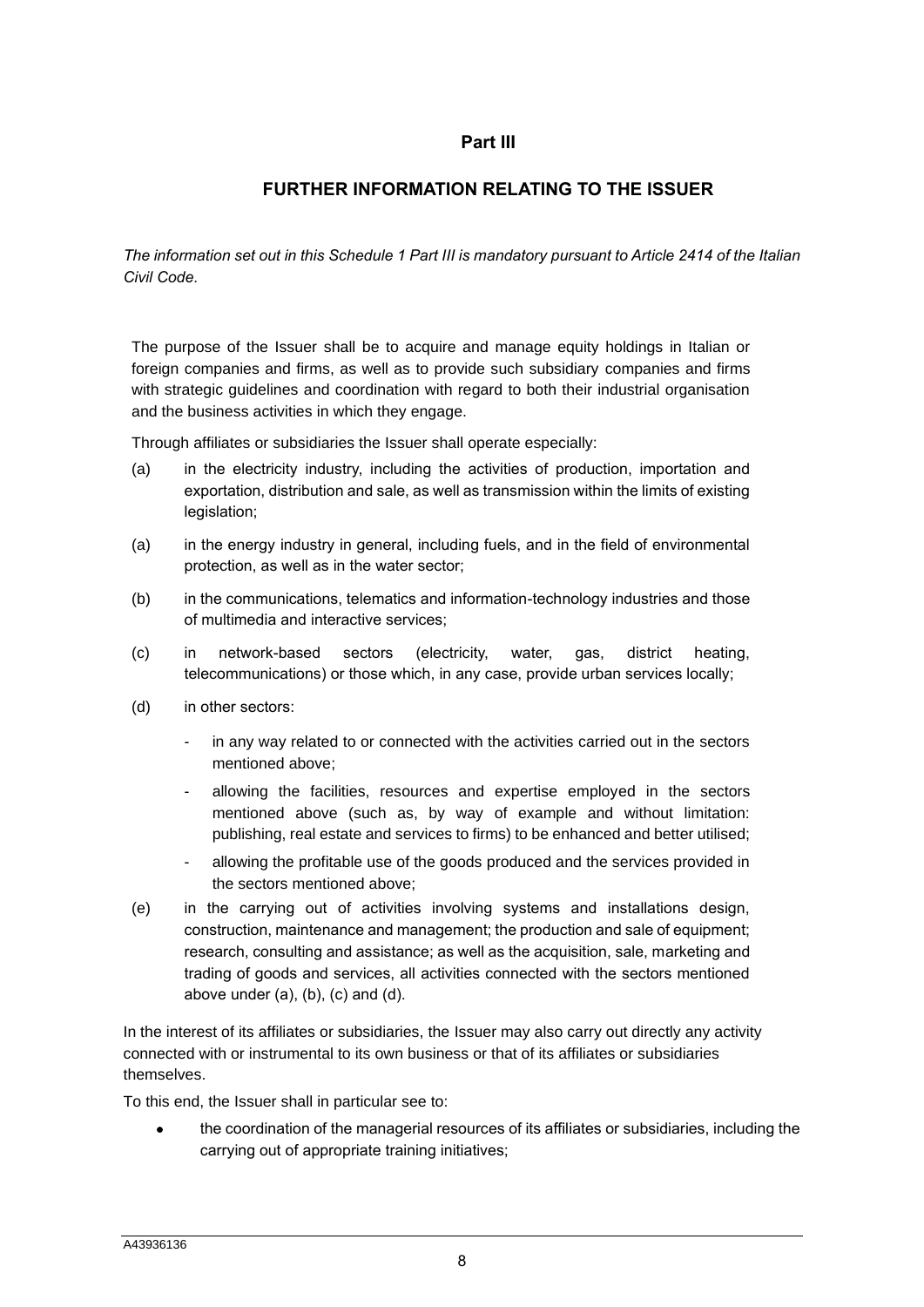## Part III

## FURTHER INFORMATION RELATING TO THE ISSUER

*The information set out in this Schedule 1 Part III is mandatory pursuant to Article 2414 of the Italian Civil Code.*

The purpose of the Issuer shall be to acquire and manage equity holdings in Italian or foreign companies and firms, as well as to provide such subsidiary companies and firms with strategic guidelines and coordination with regard to both their industrial organisation and the business activities in which they engage.

Through affiliates or subsidiaries the Issuer shall operate especially:

(a) in the electricity industry, including the activities of production, importation and exportation, distribution and sale, as well as transmission within the limits of existing legislation;

(a) in the energy industry in general, including fuels, and in the field of environmental protection, as well as in the water sector;

(b) in the communications, telematics and information-technology industries and those of multimedia and interactive services;

(c) in network-based sectors (electricity, water, gas, district heating, telecommunications) or those which, in any case, provide urban services locally;

(d) in other sectors:

- in any way related to or connected with the activities carried out in the sectors mentioned above;
- allowing the facilities, resources and expertise employed in the sectors mentioned above (such as, by way of example and without limitation: publishing, real estate and services to firms) to be enhanced and better utilised;
- allowing the profitable use of the goods produced and the services provided in the sectors mentioned above;

(e) in the carrying out of activities involving systems and installations design, construction, maintenance and management; the production and sale of equipment; research, consulting and assistance; as well as the acquisition, sale, marketing and trading of goods and services, all activities connected with the sectors mentioned above under (a), (b), (c) and (d).

In the interest of its affiliates or subsidiaries, the Issuer may also carry out directly any activity connected with or instrumental to its own business or that of its affiliates or subsidiaries themselves.

To this end, the Issuer shall in particular see to:

- the coordination of the managerial resources of its affiliates or subsidiaries, including the carrying out of appropriate training initiatives;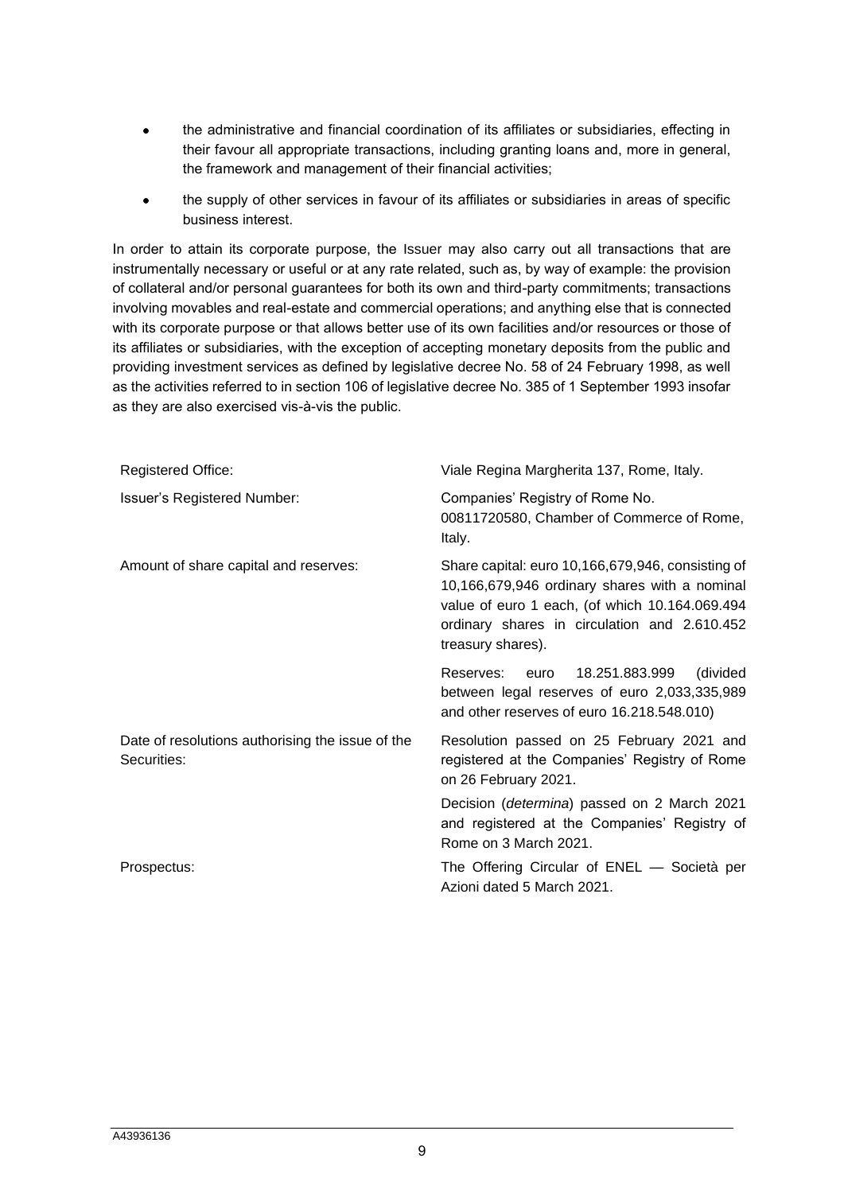- the administrative and financial coordination of its affiliates or subsidiaries, effecting in their favour all appropriate transactions, including granting loans and, more in general, the framework and management of their financial activities;
- the supply of other services in favour of its affiliates or subsidiaries in areas of specific business interest.

In order to attain its corporate purpose, the Issuer may also carry out all transactions that are instrumentally necessary or useful or at any rate related, such as, by way of example: the provision of collateral and/or personal guarantees for both its own and third-party commitments; transactions involving movables and real-estate and commercial operations; and anything else that is connected with its corporate purpose or that allows better use of its own facilities and/or resources or those of its affiliates or subsidiaries, with the exception of accepting monetary deposits from the public and providing investment services as defined by legislative decree No. 58 of 24 February 1998, as well as the activities referred to in section 106 of legislative decree No. 385 of 1 September 1993 insofar as they are also exercised vis-à-vis the public.

| | |
|---|---|
| Registered Office: | Viale Regina Margherita 137, Rome, Italy. |
| Issuer's Registered Number: | Companies' Registry of Rome No. 00811720580, Chamber of Commerce of Rome, Italy. |
| Amount of share capital and reserves: | Share capital: euro 10,166,679,946, consisting of 10,166,679,946 ordinary shares with a nominal value of euro 1 each, (of which 10.164.069.494 ordinary shares in circulation and 2.610.452 treasury shares). |
| | Reserves: euro 18.251.883.999 (divided between legal reserves of euro 2,033,335,989 and other reserves of euro 16.218.548.010) |
| Date of resolutions authorising the issue of the Securities: | Resolution passed on 25 February 2021 and registered at the Companies' Registry of Rome on 26 February 2021. |
| | Decision (*determina*) passed on 2 March 2021 and registered at the Companies' Registry of Rome on 3 March 2021. |
| Prospectus: | The Offering Circular of ENEL — Società per Azioni dated 5 March 2021. |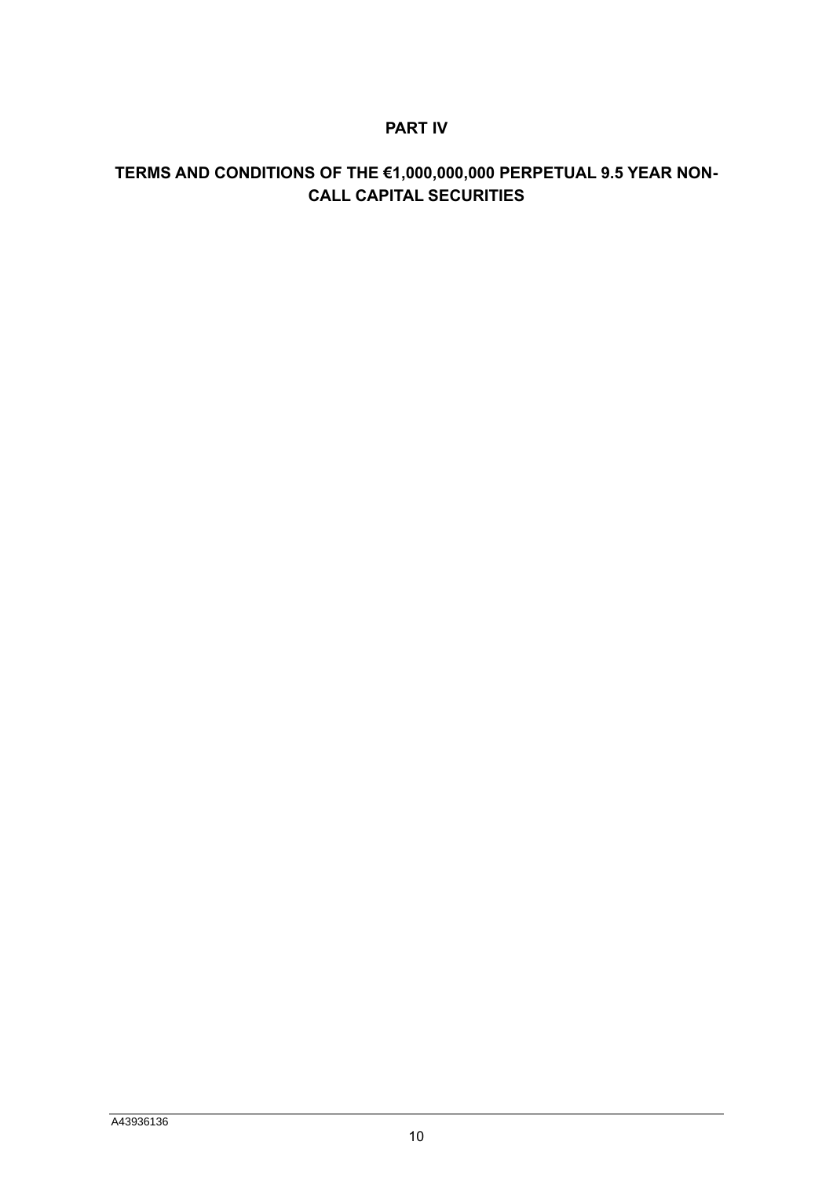# PART IV

## TERMS AND CONDITIONS OF THE €1,000,000,000 PERPETUAL 9.5 YEAR NON-CALL CAPITAL SECURITIES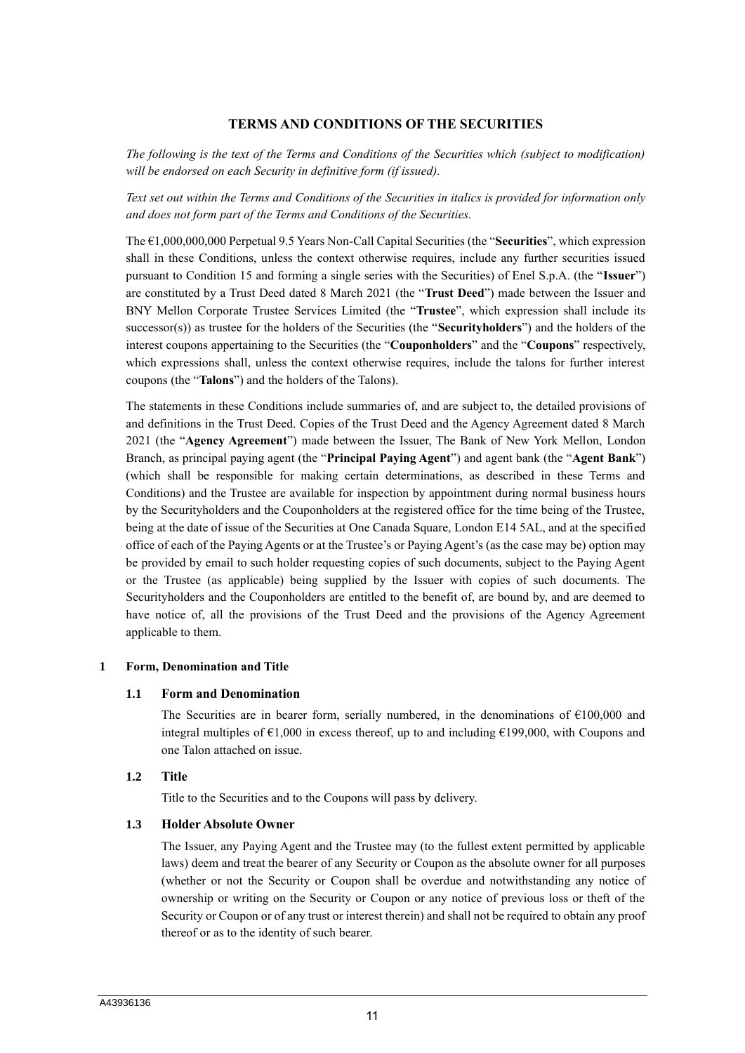## TERMS AND CONDITIONS OF THE SECURITIES

*The following is the text of the Terms and Conditions of the Securities which (subject to modification) will be endorsed on each Security in definitive form (if issued).*

*Text set out within the Terms and Conditions of the Securities in italics is provided for information only and does not form part of the Terms and Conditions of the Securities.*

The €1,000,000,000 Perpetual 9.5 Years Non-Call Capital Securities (the "**Securities**", which expression shall in these Conditions, unless the context otherwise requires, include any further securities issued pursuant to Condition 15 and forming a single series with the Securities) of Enel S.p.A. (the "**Issuer**") are constituted by a Trust Deed dated 8 March 2021 (the "**Trust Deed**") made between the Issuer and BNY Mellon Corporate Trustee Services Limited (the "**Trustee**", which expression shall include its successor(s)) as trustee for the holders of the Securities (the "**Securityholders**") and the holders of the interest coupons appertaining to the Securities (the "**Couponholders**" and the "**Coupons**" respectively, which expressions shall, unless the context otherwise requires, include the talons for further interest coupons (the "**Talons**") and the holders of the Talons).

The statements in these Conditions include summaries of, and are subject to, the detailed provisions of and definitions in the Trust Deed. Copies of the Trust Deed and the Agency Agreement dated 8 March 2021 (the "**Agency Agreement**") made between the Issuer, The Bank of New York Mellon, London Branch, as principal paying agent (the "**Principal Paying Agent**") and agent bank (the "**Agent Bank**") (which shall be responsible for making certain determinations, as described in these Terms and Conditions) and the Trustee are available for inspection by appointment during normal business hours by the Securityholders and the Couponholders at the registered office for the time being of the Trustee, being at the date of issue of the Securities at One Canada Square, London E14 5AL, and at the specified office of each of the Paying Agents or at the Trustee's or Paying Agent's (as the case may be) option may be provided by email to such holder requesting copies of such documents, subject to the Paying Agent or the Trustee (as applicable) being supplied by the Issuer with copies of such documents. The Securityholders and the Couponholders are entitled to the benefit of, are bound by, and are deemed to have notice of, all the provisions of the Trust Deed and the provisions of the Agency Agreement applicable to them.

### 1 Form, Denomination and Title

#### 1.1 Form and Denomination

The Securities are in bearer form, serially numbered, in the denominations of €100,000 and integral multiples of €1,000 in excess thereof, up to and including €199,000, with Coupons and one Talon attached on issue.

#### 1.2 Title

Title to the Securities and to the Coupons will pass by delivery.

#### 1.3 Holder Absolute Owner

The Issuer, any Paying Agent and the Trustee may (to the fullest extent permitted by applicable laws) deem and treat the bearer of any Security or Coupon as the absolute owner for all purposes (whether or not the Security or Coupon shall be overdue and notwithstanding any notice of ownership or writing on the Security or Coupon or any notice of previous loss or theft of the Security or Coupon or of any trust or interest therein) and shall not be required to obtain any proof thereof or as to the identity of such bearer.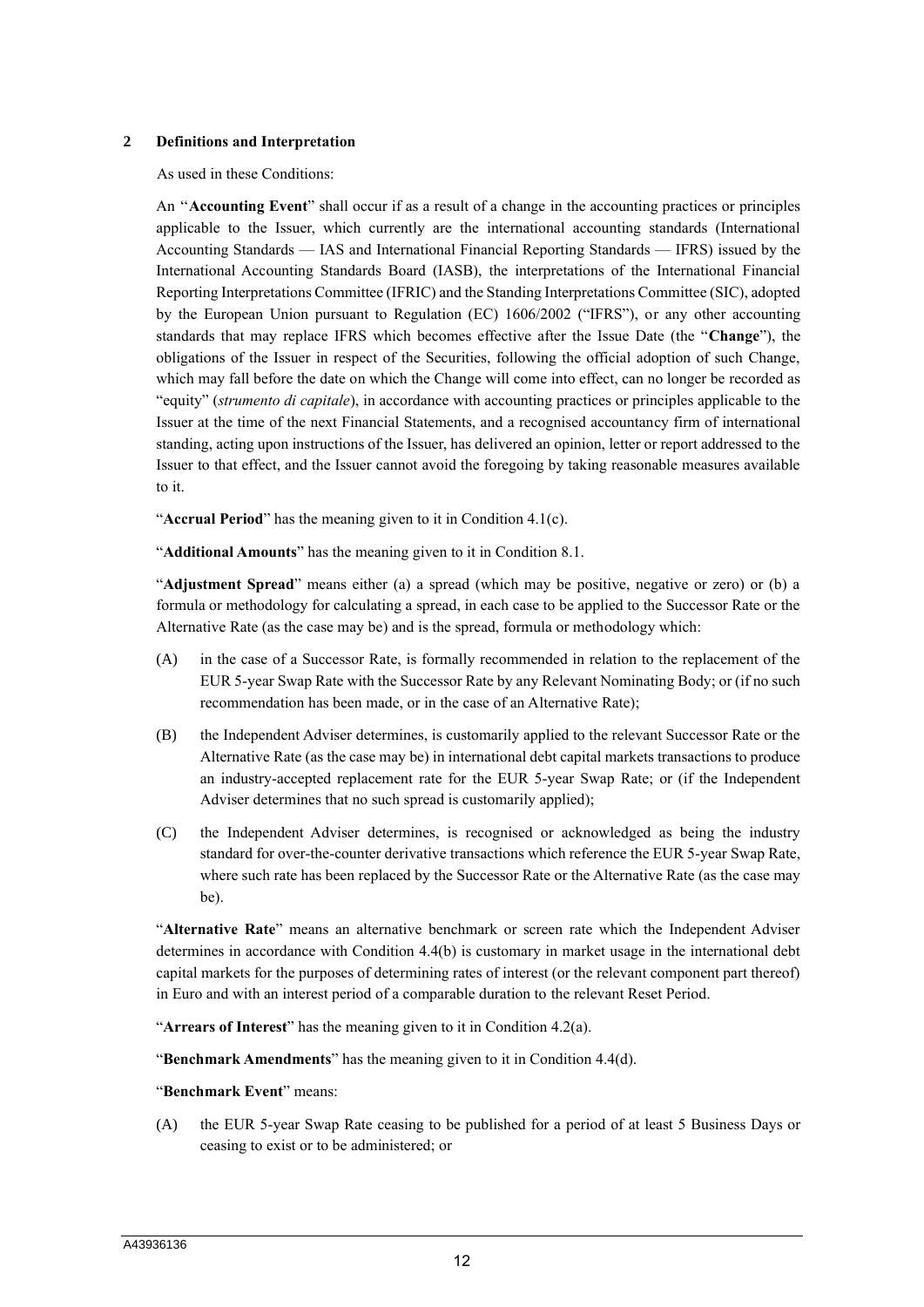## 2 Definitions and Interpretation

As used in these Conditions:

An "**Accounting Event**" shall occur if as a result of a change in the accounting practices or principles applicable to the Issuer, which currently are the international accounting standards (International Accounting Standards — IAS and International Financial Reporting Standards — IFRS) issued by the International Accounting Standards Board (IASB), the interpretations of the International Financial Reporting Interpretations Committee (IFRIC) and the Standing Interpretations Committee (SIC), adopted by the European Union pursuant to Regulation (EC) 1606/2002 ("IFRS"), or any other accounting standards that may replace IFRS which becomes effective after the Issue Date (the "**Change**"), the obligations of the Issuer in respect of the Securities, following the official adoption of such Change, which may fall before the date on which the Change will come into effect, can no longer be recorded as "equity" (*strumento di capitale*), in accordance with accounting practices or principles applicable to the Issuer at the time of the next Financial Statements, and a recognised accountancy firm of international standing, acting upon instructions of the Issuer, has delivered an opinion, letter or report addressed to the Issuer to that effect, and the Issuer cannot avoid the foregoing by taking reasonable measures available to it.

"**Accrual Period**" has the meaning given to it in Condition 4.1(c).

"**Additional Amounts**" has the meaning given to it in Condition 8.1.

"**Adjustment Spread**" means either (a) a spread (which may be positive, negative or zero) or (b) a formula or methodology for calculating a spread, in each case to be applied to the Successor Rate or the Alternative Rate (as the case may be) and is the spread, formula or methodology which:

(A) in the case of a Successor Rate, is formally recommended in relation to the replacement of the EUR 5-year Swap Rate with the Successor Rate by any Relevant Nominating Body; or (if no such recommendation has been made, or in the case of an Alternative Rate);

(B) the Independent Adviser determines, is customarily applied to the relevant Successor Rate or the Alternative Rate (as the case may be) in international debt capital markets transactions to produce an industry-accepted replacement rate for the EUR 5-year Swap Rate; or (if the Independent Adviser determines that no such spread is customarily applied);

(C) the Independent Adviser determines, is recognised or acknowledged as being the industry standard for over-the-counter derivative transactions which reference the EUR 5-year Swap Rate, where such rate has been replaced by the Successor Rate or the Alternative Rate (as the case may be).

"**Alternative Rate**" means an alternative benchmark or screen rate which the Independent Adviser determines in accordance with Condition 4.4(b) is customary in market usage in the international debt capital markets for the purposes of determining rates of interest (or the relevant component part thereof) in Euro and with an interest period of a comparable duration to the relevant Reset Period.

"**Arrears of Interest**" has the meaning given to it in Condition 4.2(a).

"**Benchmark Amendments**" has the meaning given to it in Condition 4.4(d).

"**Benchmark Event**" means:

(A) the EUR 5-year Swap Rate ceasing to be published for a period of at least 5 Business Days or ceasing to exist or to be administered; or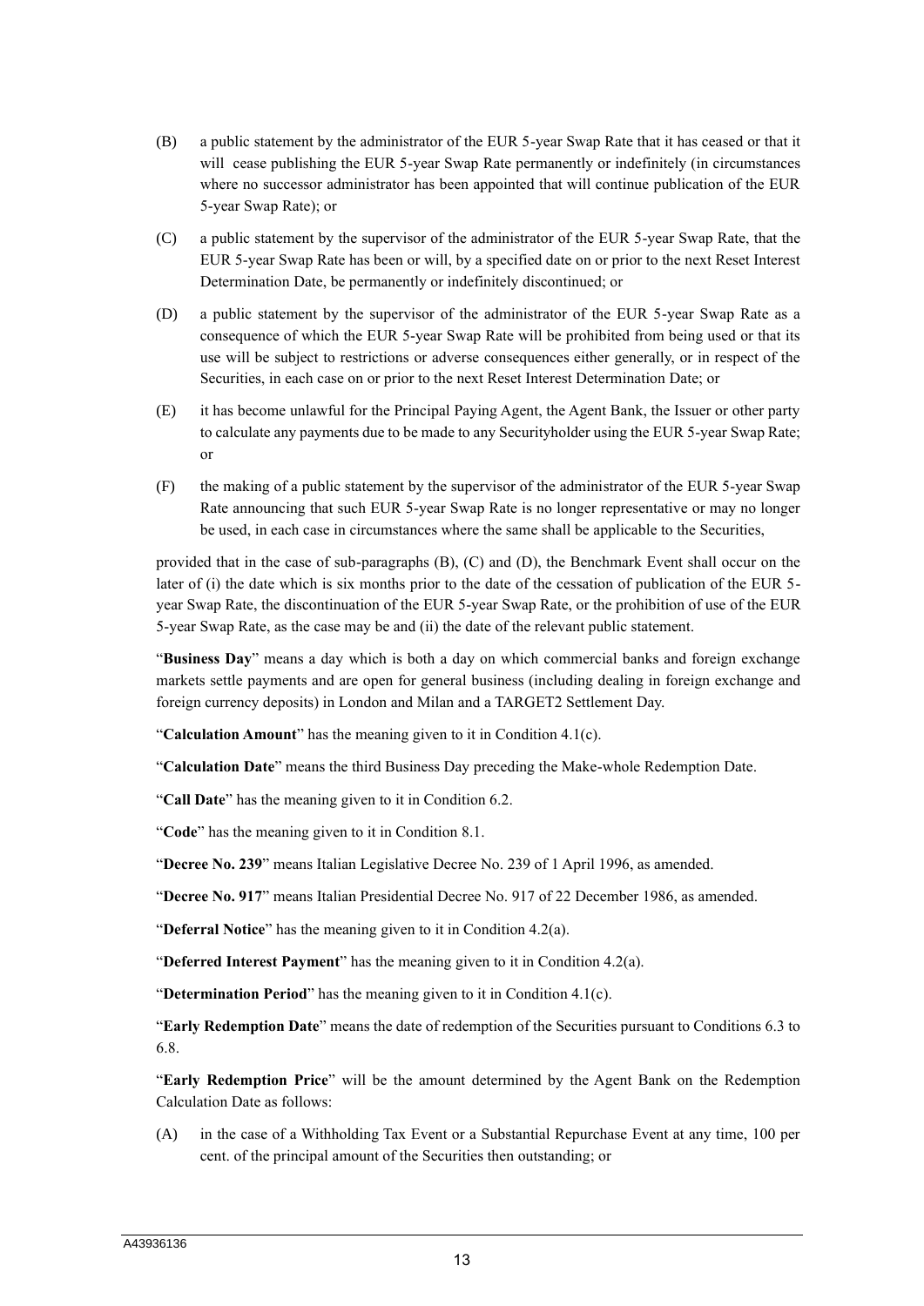(B) a public statement by the administrator of the EUR 5-year Swap Rate that it has ceased or that it will cease publishing the EUR 5-year Swap Rate permanently or indefinitely (in circumstances where no successor administrator has been appointed that will continue publication of the EUR 5-year Swap Rate); or

(C) a public statement by the supervisor of the administrator of the EUR 5-year Swap Rate, that the EUR 5-year Swap Rate has been or will, by a specified date on or prior to the next Reset Interest Determination Date, be permanently or indefinitely discontinued; or

(D) a public statement by the supervisor of the administrator of the EUR 5-year Swap Rate as a consequence of which the EUR 5-year Swap Rate will be prohibited from being used or that its use will be subject to restrictions or adverse consequences either generally, or in respect of the Securities, in each case on or prior to the next Reset Interest Determination Date; or

(E) it has become unlawful for the Principal Paying Agent, the Agent Bank, the Issuer or other party to calculate any payments due to be made to any Securityholder using the EUR 5-year Swap Rate; or

(F) the making of a public statement by the supervisor of the administrator of the EUR 5-year Swap Rate announcing that such EUR 5-year Swap Rate is no longer representative or may no longer be used, in each case in circumstances where the same shall be applicable to the Securities,

provided that in the case of sub-paragraphs (B), (C) and (D), the Benchmark Event shall occur on the later of (i) the date which is six months prior to the date of the cessation of publication of the EUR 5-year Swap Rate, the discontinuation of the EUR 5-year Swap Rate, or the prohibition of use of the EUR 5-year Swap Rate, as the case may be and (ii) the date of the relevant public statement.

"**Business Day**" means a day which is both a day on which commercial banks and foreign exchange markets settle payments and are open for general business (including dealing in foreign exchange and foreign currency deposits) in London and Milan and a TARGET2 Settlement Day.

"**Calculation Amount**" has the meaning given to it in Condition 4.1(c).

"**Calculation Date**" means the third Business Day preceding the Make-whole Redemption Date.

"**Call Date**" has the meaning given to it in Condition 6.2.

"**Code**" has the meaning given to it in Condition 8.1.

"**Decree No. 239**" means Italian Legislative Decree No. 239 of 1 April 1996, as amended.

"**Decree No. 917**" means Italian Presidential Decree No. 917 of 22 December 1986, as amended.

"**Deferral Notice**" has the meaning given to it in Condition 4.2(a).

"**Deferred Interest Payment**" has the meaning given to it in Condition 4.2(a).

"**Determination Period**" has the meaning given to it in Condition 4.1(c).

"**Early Redemption Date**" means the date of redemption of the Securities pursuant to Conditions 6.3 to 6.8.

"**Early Redemption Price**" will be the amount determined by the Agent Bank on the Redemption Calculation Date as follows:

(A) in the case of a Withholding Tax Event or a Substantial Repurchase Event at any time, 100 per cent. of the principal amount of the Securities then outstanding; or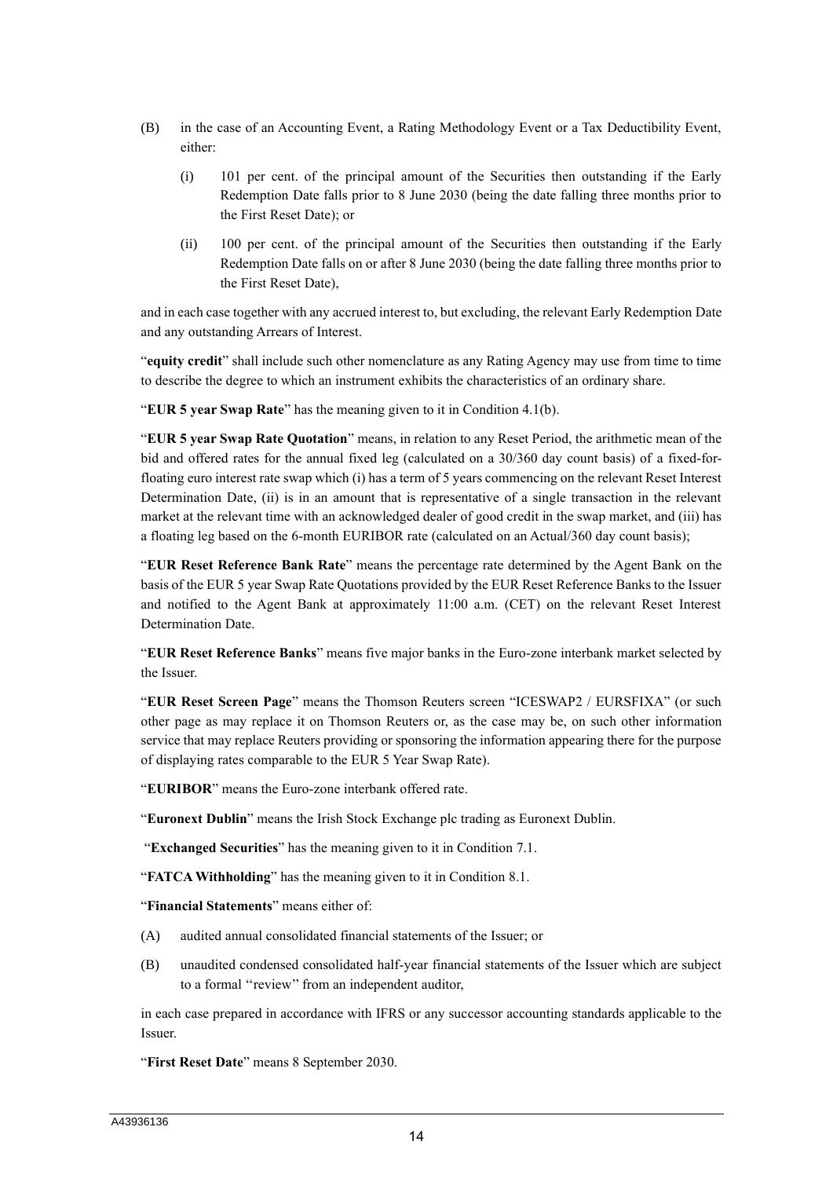(B) in the case of an Accounting Event, a Rating Methodology Event or a Tax Deductibility Event, either:

  (i) 101 per cent. of the principal amount of the Securities then outstanding if the Early Redemption Date falls prior to 8 June 2030 (being the date falling three months prior to the First Reset Date); or

  (ii) 100 per cent. of the principal amount of the Securities then outstanding if the Early Redemption Date falls on or after 8 June 2030 (being the date falling three months prior to the First Reset Date),

and in each case together with any accrued interest to, but excluding, the relevant Early Redemption Date and any outstanding Arrears of Interest.

"**equity credit**" shall include such other nomenclature as any Rating Agency may use from time to time to describe the degree to which an instrument exhibits the characteristics of an ordinary share.

"**EUR 5 year Swap Rate**" has the meaning given to it in Condition 4.1(b).

"**EUR 5 year Swap Rate Quotation**" means, in relation to any Reset Period, the arithmetic mean of the bid and offered rates for the annual fixed leg (calculated on a 30/360 day count basis) of a fixed-for-floating euro interest rate swap which (i) has a term of 5 years commencing on the relevant Reset Interest Determination Date, (ii) is in an amount that is representative of a single transaction in the relevant market at the relevant time with an acknowledged dealer of good credit in the swap market, and (iii) has a floating leg based on the 6-month EURIBOR rate (calculated on an Actual/360 day count basis);

"**EUR Reset Reference Bank Rate**" means the percentage rate determined by the Agent Bank on the basis of the EUR 5 year Swap Rate Quotations provided by the EUR Reset Reference Banks to the Issuer and notified to the Agent Bank at approximately 11:00 a.m. (CET) on the relevant Reset Interest Determination Date.

"**EUR Reset Reference Banks**" means five major banks in the Euro-zone interbank market selected by the Issuer.

"**EUR Reset Screen Page**" means the Thomson Reuters screen "ICESWAP2 / EURSFIXA" (or such other page as may replace it on Thomson Reuters or, as the case may be, on such other information service that may replace Reuters providing or sponsoring the information appearing there for the purpose of displaying rates comparable to the EUR 5 Year Swap Rate).

"**EURIBOR**" means the Euro-zone interbank offered rate.

"**Euronext Dublin**" means the Irish Stock Exchange plc trading as Euronext Dublin.

"**Exchanged Securities**" has the meaning given to it in Condition 7.1.

"**FATCA Withholding**" has the meaning given to it in Condition 8.1.

"**Financial Statements**" means either of:

(A) audited annual consolidated financial statements of the Issuer; or

(B) unaudited condensed consolidated half-year financial statements of the Issuer which are subject to a formal "review" from an independent auditor,

in each case prepared in accordance with IFRS or any successor accounting standards applicable to the Issuer.

"**First Reset Date**" means 8 September 2030.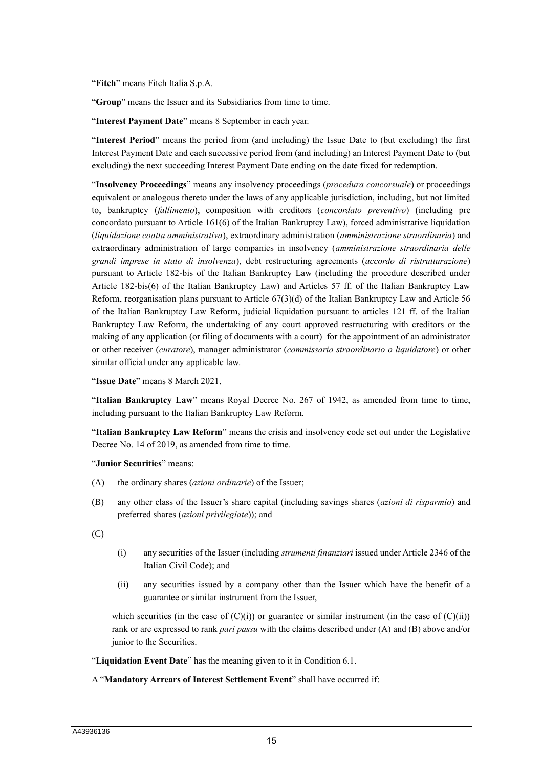"**Fitch**" means Fitch Italia S.p.A.

"**Group**" means the Issuer and its Subsidiaries from time to time.

"**Interest Payment Date**" means 8 September in each year.

"**Interest Period**" means the period from (and including) the Issue Date to (but excluding) the first Interest Payment Date and each successive period from (and including) an Interest Payment Date to (but excluding) the next succeeding Interest Payment Date ending on the date fixed for redemption.

"**Insolvency Proceedings**" means any insolvency proceedings (*procedura concorsuale*) or proceedings equivalent or analogous thereto under the laws of any applicable jurisdiction, including, but not limited to, bankruptcy (*fallimento*), composition with creditors (*concordato preventivo*) (including pre concordato pursuant to Article 161(6) of the Italian Bankruptcy Law), forced administrative liquidation (*liquidazione coatta amministrativa*), extraordinary administration (*amministrazione straordinaria*) and extraordinary administration of large companies in insolvency (*amministrazione straordinaria delle grandi imprese in stato di insolvenza*), debt restructuring agreements (*accordo di ristrutturazione*) pursuant to Article 182-bis of the Italian Bankruptcy Law (including the procedure described under Article 182-bis(6) of the Italian Bankruptcy Law) and Articles 57 ff. of the Italian Bankruptcy Law Reform, reorganisation plans pursuant to Article 67(3)(d) of the Italian Bankruptcy Law and Article 56 of the Italian Bankruptcy Law Reform, judicial liquidation pursuant to articles 121 ff. of the Italian Bankruptcy Law Reform, the undertaking of any court approved restructuring with creditors or the making of any application (or filing of documents with a court) for the appointment of an administrator or other receiver (*curatore*), manager administrator (*commissario straordinario o liquidatore*) or other similar official under any applicable law.

"**Issue Date**" means 8 March 2021.

"**Italian Bankruptcy Law**" means Royal Decree No. 267 of 1942, as amended from time to time, including pursuant to the Italian Bankruptcy Law Reform.

"**Italian Bankruptcy Law Reform**" means the crisis and insolvency code set out under the Legislative Decree No. 14 of 2019, as amended from time to time.

"**Junior Securities**" means:

(A) the ordinary shares (*azioni ordinarie*) of the Issuer;

(B) any other class of the Issuer's share capital (including savings shares (*azioni di risparmio*) and preferred shares (*azioni privilegiate*)); and

(C)

(i) any securities of the Issuer (including *strumenti finanziari* issued under Article 2346 of the Italian Civil Code); and

(ii) any securities issued by a company other than the Issuer which have the benefit of a guarantee or similar instrument from the Issuer,

which securities (in the case of (C)(i)) or guarantee or similar instrument (in the case of (C)(ii)) rank or are expressed to rank *pari passu* with the claims described under (A) and (B) above and/or junior to the Securities.

"**Liquidation Event Date**" has the meaning given to it in Condition 6.1.

A "**Mandatory Arrears of Interest Settlement Event**" shall have occurred if: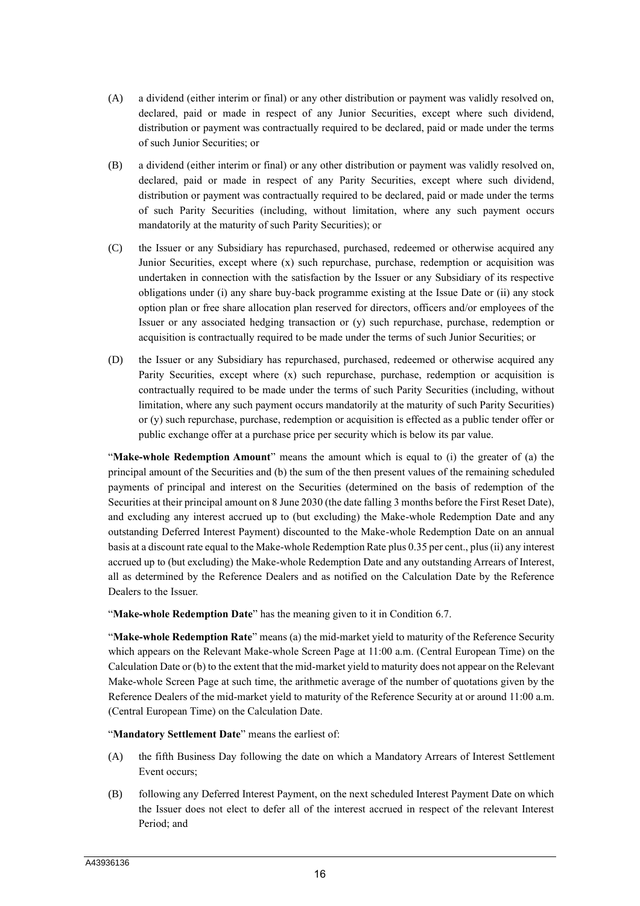(A) a dividend (either interim or final) or any other distribution or payment was validly resolved on, declared, paid or made in respect of any Junior Securities, except where such dividend, distribution or payment was contractually required to be declared, paid or made under the terms of such Junior Securities; or

(B) a dividend (either interim or final) or any other distribution or payment was validly resolved on, declared, paid or made in respect of any Parity Securities, except where such dividend, distribution or payment was contractually required to be declared, paid or made under the terms of such Parity Securities (including, without limitation, where any such payment occurs mandatorily at the maturity of such Parity Securities); or

(C) the Issuer or any Subsidiary has repurchased, purchased, redeemed or otherwise acquired any Junior Securities, except where (x) such repurchase, purchase, redemption or acquisition was undertaken in connection with the satisfaction by the Issuer or any Subsidiary of its respective obligations under (i) any share buy-back programme existing at the Issue Date or (ii) any stock option plan or free share allocation plan reserved for directors, officers and/or employees of the Issuer or any associated hedging transaction or (y) such repurchase, purchase, redemption or acquisition is contractually required to be made under the terms of such Junior Securities; or

(D) the Issuer or any Subsidiary has repurchased, purchased, redeemed or otherwise acquired any Parity Securities, except where (x) such repurchase, purchase, redemption or acquisition is contractually required to be made under the terms of such Parity Securities (including, without limitation, where any such payment occurs mandatorily at the maturity of such Parity Securities) or (y) such repurchase, purchase, redemption or acquisition is effected as a public tender offer or public exchange offer at a purchase price per security which is below its par value.

"**Make-whole Redemption Amount**" means the amount which is equal to (i) the greater of (a) the principal amount of the Securities and (b) the sum of the then present values of the remaining scheduled payments of principal and interest on the Securities (determined on the basis of redemption of the Securities at their principal amount on 8 June 2030 (the date falling 3 months before the First Reset Date), and excluding any interest accrued up to (but excluding) the Make-whole Redemption Date and any outstanding Deferred Interest Payment) discounted to the Make-whole Redemption Date on an annual basis at a discount rate equal to the Make-whole Redemption Rate plus 0.35 per cent., plus (ii) any interest accrued up to (but excluding) the Make-whole Redemption Date and any outstanding Arrears of Interest, all as determined by the Reference Dealers and as notified on the Calculation Date by the Reference Dealers to the Issuer.

"**Make-whole Redemption Date**" has the meaning given to it in Condition 6.7.

"**Make-whole Redemption Rate**" means (a) the mid-market yield to maturity of the Reference Security which appears on the Relevant Make-whole Screen Page at 11:00 a.m. (Central European Time) on the Calculation Date or (b) to the extent that the mid-market yield to maturity does not appear on the Relevant Make-whole Screen Page at such time, the arithmetic average of the number of quotations given by the Reference Dealers of the mid-market yield to maturity of the Reference Security at or around 11:00 a.m. (Central European Time) on the Calculation Date.

"**Mandatory Settlement Date**" means the earliest of:

(A) the fifth Business Day following the date on which a Mandatory Arrears of Interest Settlement Event occurs;

(B) following any Deferred Interest Payment, on the next scheduled Interest Payment Date on which the Issuer does not elect to defer all of the interest accrued in respect of the relevant Interest Period; and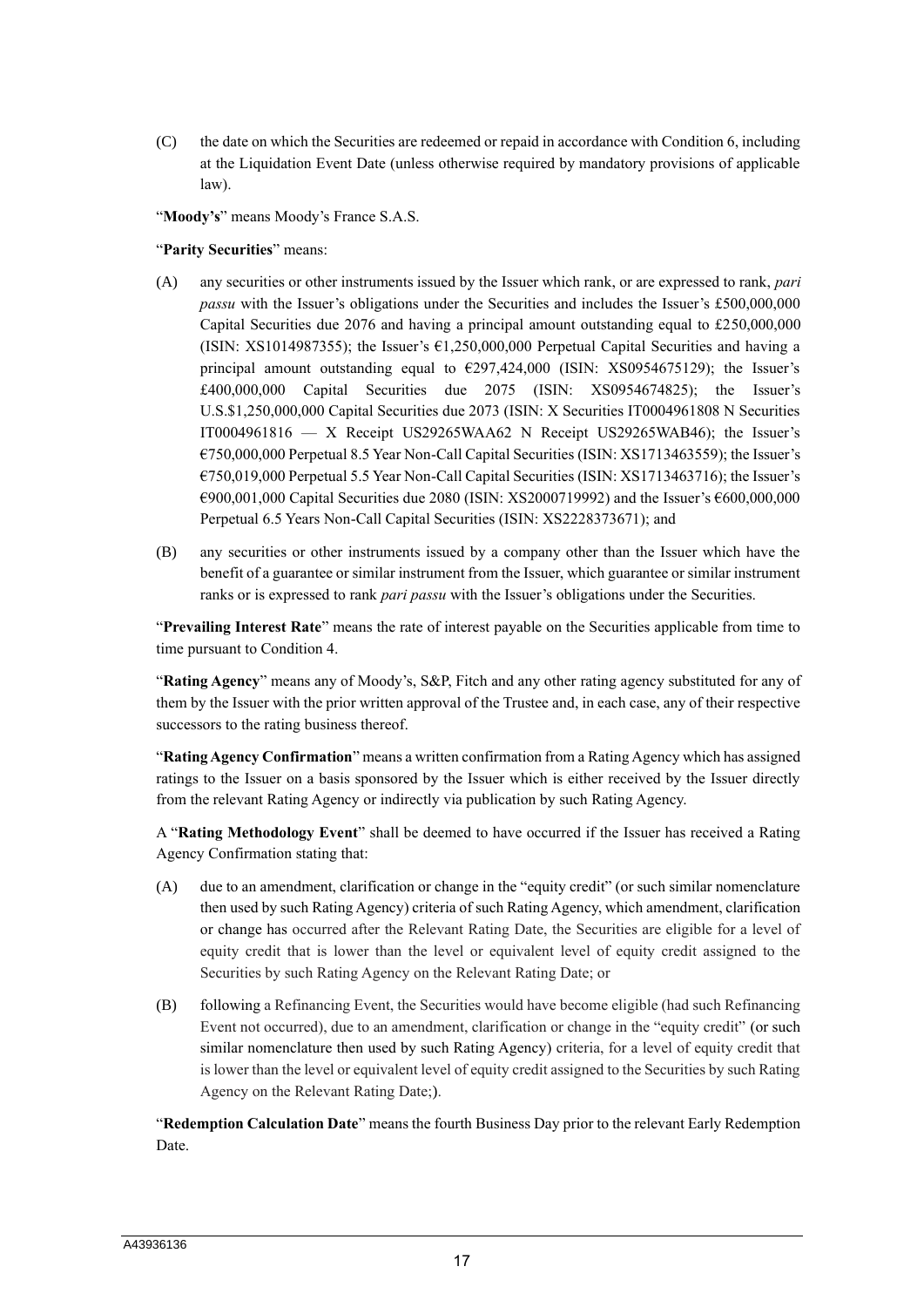(C) the date on which the Securities are redeemed or repaid in accordance with Condition 6, including at the Liquidation Event Date (unless otherwise required by mandatory provisions of applicable law).

"**Moody's**" means Moody's France S.A.S.

"**Parity Securities**" means:

(A) any securities or other instruments issued by the Issuer which rank, or are expressed to rank, *pari passu* with the Issuer's obligations under the Securities and includes the Issuer's £500,000,000 Capital Securities due 2076 and having a principal amount outstanding equal to £250,000,000 (ISIN: XS1014987355); the Issuer's €1,250,000,000 Perpetual Capital Securities and having a principal amount outstanding equal to €297,424,000 (ISIN: XS0954675129); the Issuer's £400,000,000 Capital Securities due 2075 (ISIN: XS0954674825); the Issuer's U.S.$1,250,000,000 Capital Securities due 2073 (ISIN: X Securities IT0004961808 N Securities IT0004961816 — X Receipt US29265WAA62 N Receipt US29265WAB46); the Issuer's €750,000,000 Perpetual 8.5 Year Non-Call Capital Securities (ISIN: XS1713463559); the Issuer's €750,019,000 Perpetual 5.5 Year Non-Call Capital Securities (ISIN: XS1713463716); the Issuer's €900,001,000 Capital Securities due 2080 (ISIN: XS2000719992) and the Issuer's €600,000,000 Perpetual 6.5 Years Non-Call Capital Securities (ISIN: XS2228373671); and

(B) any securities or other instruments issued by a company other than the Issuer which have the benefit of a guarantee or similar instrument from the Issuer, which guarantee or similar instrument ranks or is expressed to rank *pari passu* with the Issuer's obligations under the Securities.

"**Prevailing Interest Rate**" means the rate of interest payable on the Securities applicable from time to time pursuant to Condition 4.

"**Rating Agency**" means any of Moody's, S&P, Fitch and any other rating agency substituted for any of them by the Issuer with the prior written approval of the Trustee and, in each case, any of their respective successors to the rating business thereof.

"**Rating Agency Confirmation**" means a written confirmation from a Rating Agency which has assigned ratings to the Issuer on a basis sponsored by the Issuer which is either received by the Issuer directly from the relevant Rating Agency or indirectly via publication by such Rating Agency.

A "**Rating Methodology Event**" shall be deemed to have occurred if the Issuer has received a Rating Agency Confirmation stating that:

(A) due to an amendment, clarification or change in the "equity credit" (or such similar nomenclature then used by such Rating Agency) criteria of such Rating Agency, which amendment, clarification or change has occurred after the Relevant Rating Date, the Securities are eligible for a level of equity credit that is lower than the level or equivalent level of equity credit assigned to the Securities by such Rating Agency on the Relevant Rating Date; or

(B) following a Refinancing Event, the Securities would have become eligible (had such Refinancing Event not occurred), due to an amendment, clarification or change in the "equity credit" (or such similar nomenclature then used by such Rating Agency) criteria, for a level of equity credit that is lower than the level or equivalent level of equity credit assigned to the Securities by such Rating Agency on the Relevant Rating Date;).

"**Redemption Calculation Date**" means the fourth Business Day prior to the relevant Early Redemption Date.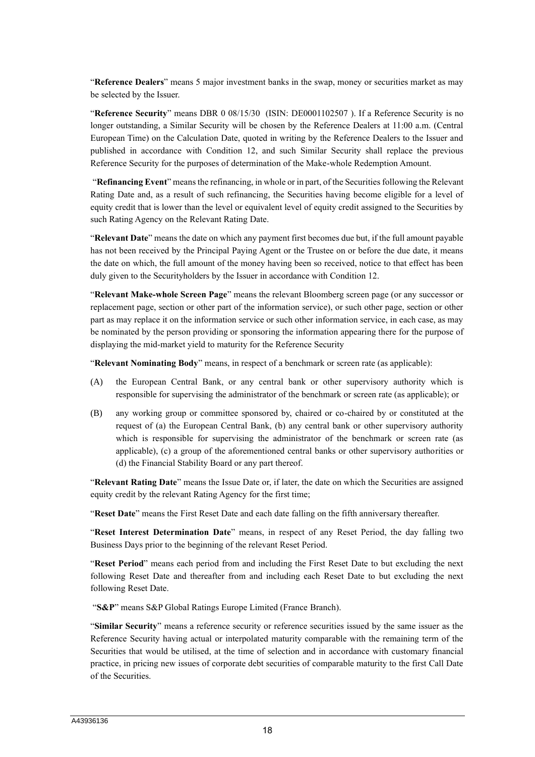"**Reference Dealers**" means 5 major investment banks in the swap, money or securities market as may be selected by the Issuer.

"**Reference Security**" means DBR 0 08/15/30 (ISIN: DE0001102507 ). If a Reference Security is no longer outstanding, a Similar Security will be chosen by the Reference Dealers at 11:00 a.m. (Central European Time) on the Calculation Date, quoted in writing by the Reference Dealers to the Issuer and published in accordance with Condition 12, and such Similar Security shall replace the previous Reference Security for the purposes of determination of the Make-whole Redemption Amount.

"**Refinancing Event**" means the refinancing, in whole or in part, of the Securities following the Relevant Rating Date and, as a result of such refinancing, the Securities having become eligible for a level of equity credit that is lower than the level or equivalent level of equity credit assigned to the Securities by such Rating Agency on the Relevant Rating Date.

"**Relevant Date**" means the date on which any payment first becomes due but, if the full amount payable has not been received by the Principal Paying Agent or the Trustee on or before the due date, it means the date on which, the full amount of the money having been so received, notice to that effect has been duly given to the Securityholders by the Issuer in accordance with Condition 12.

"**Relevant Make-whole Screen Page**" means the relevant Bloomberg screen page (or any successor or replacement page, section or other part of the information service), or such other page, section or other part as may replace it on the information service or such other information service, in each case, as may be nominated by the person providing or sponsoring the information appearing there for the purpose of displaying the mid-market yield to maturity for the Reference Security

"**Relevant Nominating Body**" means, in respect of a benchmark or screen rate (as applicable):

(A) the European Central Bank, or any central bank or other supervisory authority which is responsible for supervising the administrator of the benchmark or screen rate (as applicable); or

(B) any working group or committee sponsored by, chaired or co-chaired by or constituted at the request of (a) the European Central Bank, (b) any central bank or other supervisory authority which is responsible for supervising the administrator of the benchmark or screen rate (as applicable), (c) a group of the aforementioned central banks or other supervisory authorities or (d) the Financial Stability Board or any part thereof.

"**Relevant Rating Date**" means the Issue Date or, if later, the date on which the Securities are assigned equity credit by the relevant Rating Agency for the first time;

"**Reset Date**" means the First Reset Date and each date falling on the fifth anniversary thereafter.

"**Reset Interest Determination Date**" means, in respect of any Reset Period, the day falling two Business Days prior to the beginning of the relevant Reset Period.

"**Reset Period**" means each period from and including the First Reset Date to but excluding the next following Reset Date and thereafter from and including each Reset Date to but excluding the next following Reset Date.

"**S&P**" means S&P Global Ratings Europe Limited (France Branch).

"**Similar Security**" means a reference security or reference securities issued by the same issuer as the Reference Security having actual or interpolated maturity comparable with the remaining term of the Securities that would be utilised, at the time of selection and in accordance with customary financial practice, in pricing new issues of corporate debt securities of comparable maturity to the first Call Date of the Securities.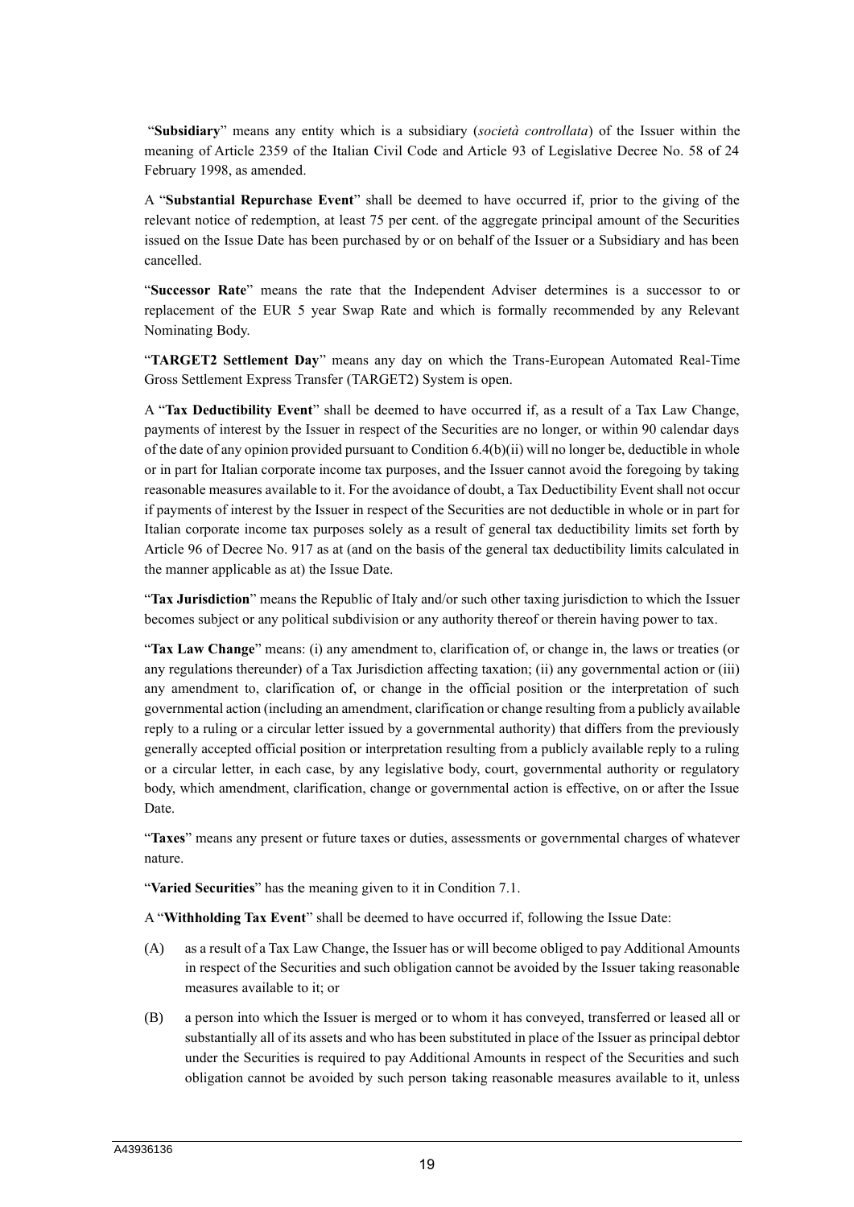"**Subsidiary**" means any entity which is a subsidiary (*società controllata*) of the Issuer within the meaning of Article 2359 of the Italian Civil Code and Article 93 of Legislative Decree No. 58 of 24 February 1998, as amended.

A "**Substantial Repurchase Event**" shall be deemed to have occurred if, prior to the giving of the relevant notice of redemption, at least 75 per cent. of the aggregate principal amount of the Securities issued on the Issue Date has been purchased by or on behalf of the Issuer or a Subsidiary and has been cancelled.

"**Successor Rate**" means the rate that the Independent Adviser determines is a successor to or replacement of the EUR 5 year Swap Rate and which is formally recommended by any Relevant Nominating Body.

"**TARGET2 Settlement Day**" means any day on which the Trans-European Automated Real-Time Gross Settlement Express Transfer (TARGET2) System is open.

A "**Tax Deductibility Event**" shall be deemed to have occurred if, as a result of a Tax Law Change, payments of interest by the Issuer in respect of the Securities are no longer, or within 90 calendar days of the date of any opinion provided pursuant to Condition 6.4(b)(ii) will no longer be, deductible in whole or in part for Italian corporate income tax purposes, and the Issuer cannot avoid the foregoing by taking reasonable measures available to it. For the avoidance of doubt, a Tax Deductibility Event shall not occur if payments of interest by the Issuer in respect of the Securities are not deductible in whole or in part for Italian corporate income tax purposes solely as a result of general tax deductibility limits set forth by Article 96 of Decree No. 917 as at (and on the basis of the general tax deductibility limits calculated in the manner applicable as at) the Issue Date.

"**Tax Jurisdiction**" means the Republic of Italy and/or such other taxing jurisdiction to which the Issuer becomes subject or any political subdivision or any authority thereof or therein having power to tax.

"**Tax Law Change**" means: (i) any amendment to, clarification of, or change in, the laws or treaties (or any regulations thereunder) of a Tax Jurisdiction affecting taxation; (ii) any governmental action or (iii) any amendment to, clarification of, or change in the official position or the interpretation of such governmental action (including an amendment, clarification or change resulting from a publicly available reply to a ruling or a circular letter issued by a governmental authority) that differs from the previously generally accepted official position or interpretation resulting from a publicly available reply to a ruling or a circular letter, in each case, by any legislative body, court, governmental authority or regulatory body, which amendment, clarification, change or governmental action is effective, on or after the Issue Date.

"**Taxes**" means any present or future taxes or duties, assessments or governmental charges of whatever nature.

"**Varied Securities**" has the meaning given to it in Condition 7.1.

A "**Withholding Tax Event**" shall be deemed to have occurred if, following the Issue Date:

(A) as a result of a Tax Law Change, the Issuer has or will become obliged to pay Additional Amounts in respect of the Securities and such obligation cannot be avoided by the Issuer taking reasonable measures available to it; or

(B) a person into which the Issuer is merged or to whom it has conveyed, transferred or leased all or substantially all of its assets and who has been substituted in place of the Issuer as principal debtor under the Securities is required to pay Additional Amounts in respect of the Securities and such obligation cannot be avoided by such person taking reasonable measures available to it, unless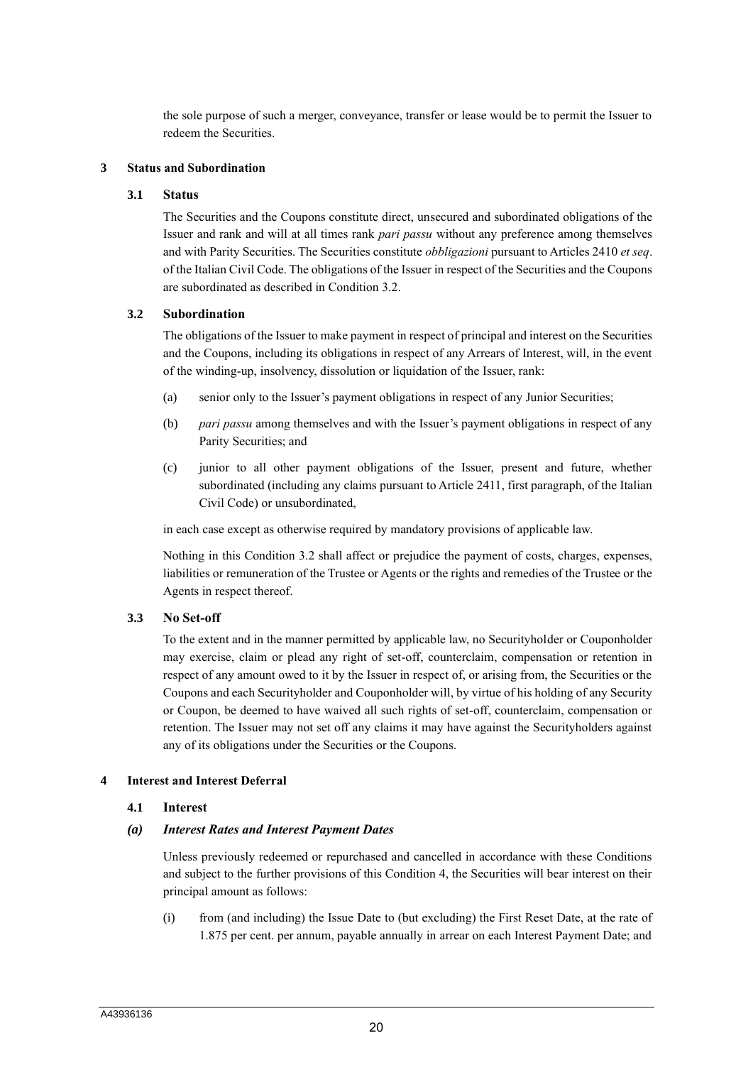the sole purpose of such a merger, conveyance, transfer or lease would be to permit the Issuer to redeem the Securities.

## 3 Status and Subordination

### 3.1 Status

The Securities and the Coupons constitute direct, unsecured and subordinated obligations of the Issuer and rank and will at all times rank *pari passu* without any preference among themselves and with Parity Securities. The Securities constitute *obbligazioni* pursuant to Articles 2410 *et seq*. of the Italian Civil Code. The obligations of the Issuer in respect of the Securities and the Coupons are subordinated as described in Condition 3.2.

### 3.2 Subordination

The obligations of the Issuer to make payment in respect of principal and interest on the Securities and the Coupons, including its obligations in respect of any Arrears of Interest, will, in the event of the winding-up, insolvency, dissolution or liquidation of the Issuer, rank:

(a) senior only to the Issuer's payment obligations in respect of any Junior Securities;

(b) *pari passu* among themselves and with the Issuer's payment obligations in respect of any Parity Securities; and

(c) junior to all other payment obligations of the Issuer, present and future, whether subordinated (including any claims pursuant to Article 2411, first paragraph, of the Italian Civil Code) or unsubordinated,

in each case except as otherwise required by mandatory provisions of applicable law.

Nothing in this Condition 3.2 shall affect or prejudice the payment of costs, charges, expenses, liabilities or remuneration of the Trustee or Agents or the rights and remedies of the Trustee or the Agents in respect thereof.

### 3.3 No Set-off

To the extent and in the manner permitted by applicable law, no Securityholder or Couponholder may exercise, claim or plead any right of set-off, counterclaim, compensation or retention in respect of any amount owed to it by the Issuer in respect of, or arising from, the Securities or the Coupons and each Securityholder and Couponholder will, by virtue of his holding of any Security or Coupon, be deemed to have waived all such rights of set-off, counterclaim, compensation or retention. The Issuer may not set off any claims it may have against the Securityholders against any of its obligations under the Securities or the Coupons.

## 4 Interest and Interest Deferral

### 4.1 Interest

#### *(a) Interest Rates and Interest Payment Dates*

Unless previously redeemed or repurchased and cancelled in accordance with these Conditions and subject to the further provisions of this Condition 4, the Securities will bear interest on their principal amount as follows:

(i) from (and including) the Issue Date to (but excluding) the First Reset Date, at the rate of 1.875 per cent. per annum, payable annually in arrear on each Interest Payment Date; and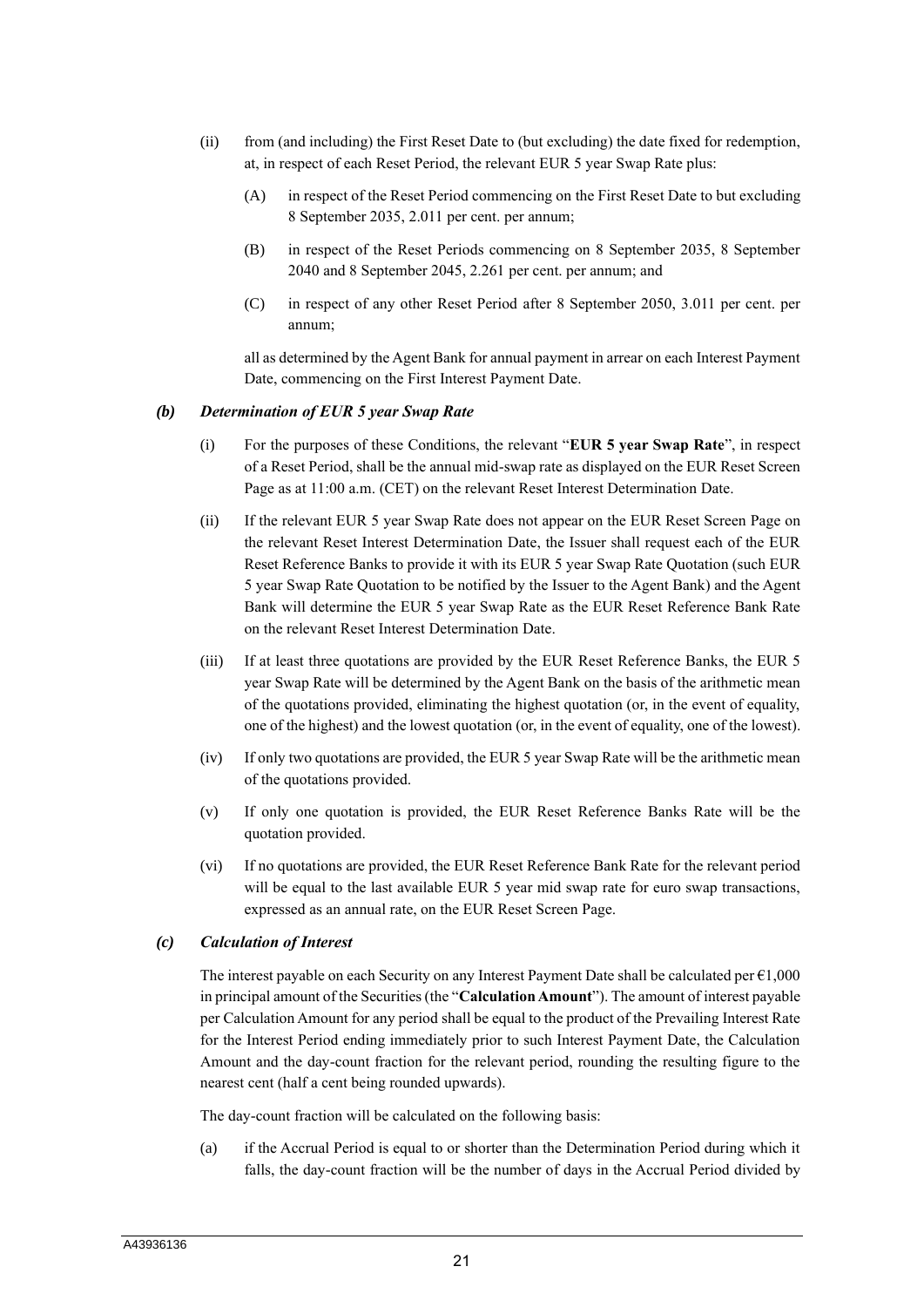(ii) from (and including) the First Reset Date to (but excluding) the date fixed for redemption, at, in respect of each Reset Period, the relevant EUR 5 year Swap Rate plus:

(A) in respect of the Reset Period commencing on the First Reset Date to but excluding 8 September 2035, 2.011 per cent. per annum;

(B) in respect of the Reset Periods commencing on 8 September 2035, 8 September 2040 and 8 September 2045, 2.261 per cent. per annum; and

(C) in respect of any other Reset Period after 8 September 2050, 3.011 per cent. per annum;

all as determined by the Agent Bank for annual payment in arrear on each Interest Payment Date, commencing on the First Interest Payment Date.

### *(b) Determination of EUR 5 year Swap Rate*

(i) For the purposes of these Conditions, the relevant "**EUR 5 year Swap Rate**", in respect of a Reset Period, shall be the annual mid-swap rate as displayed on the EUR Reset Screen Page as at 11:00 a.m. (CET) on the relevant Reset Interest Determination Date.

(ii) If the relevant EUR 5 year Swap Rate does not appear on the EUR Reset Screen Page on the relevant Reset Interest Determination Date, the Issuer shall request each of the EUR Reset Reference Banks to provide it with its EUR 5 year Swap Rate Quotation (such EUR 5 year Swap Rate Quotation to be notified by the Issuer to the Agent Bank) and the Agent Bank will determine the EUR 5 year Swap Rate as the EUR Reset Reference Bank Rate on the relevant Reset Interest Determination Date.

(iii) If at least three quotations are provided by the EUR Reset Reference Banks, the EUR 5 year Swap Rate will be determined by the Agent Bank on the basis of the arithmetic mean of the quotations provided, eliminating the highest quotation (or, in the event of equality, one of the highest) and the lowest quotation (or, in the event of equality, one of the lowest).

(iv) If only two quotations are provided, the EUR 5 year Swap Rate will be the arithmetic mean of the quotations provided.

(v) If only one quotation is provided, the EUR Reset Reference Banks Rate will be the quotation provided.

(vi) If no quotations are provided, the EUR Reset Reference Bank Rate for the relevant period will be equal to the last available EUR 5 year mid swap rate for euro swap transactions, expressed as an annual rate, on the EUR Reset Screen Page.

### *(c) Calculation of Interest*

The interest payable on each Security on any Interest Payment Date shall be calculated per €1,000 in principal amount of the Securities (the "**Calculation Amount**"). The amount of interest payable per Calculation Amount for any period shall be equal to the product of the Prevailing Interest Rate for the Interest Period ending immediately prior to such Interest Payment Date, the Calculation Amount and the day-count fraction for the relevant period, rounding the resulting figure to the nearest cent (half a cent being rounded upwards).

The day-count fraction will be calculated on the following basis:

(a) if the Accrual Period is equal to or shorter than the Determination Period during which it falls, the day-count fraction will be the number of days in the Accrual Period divided by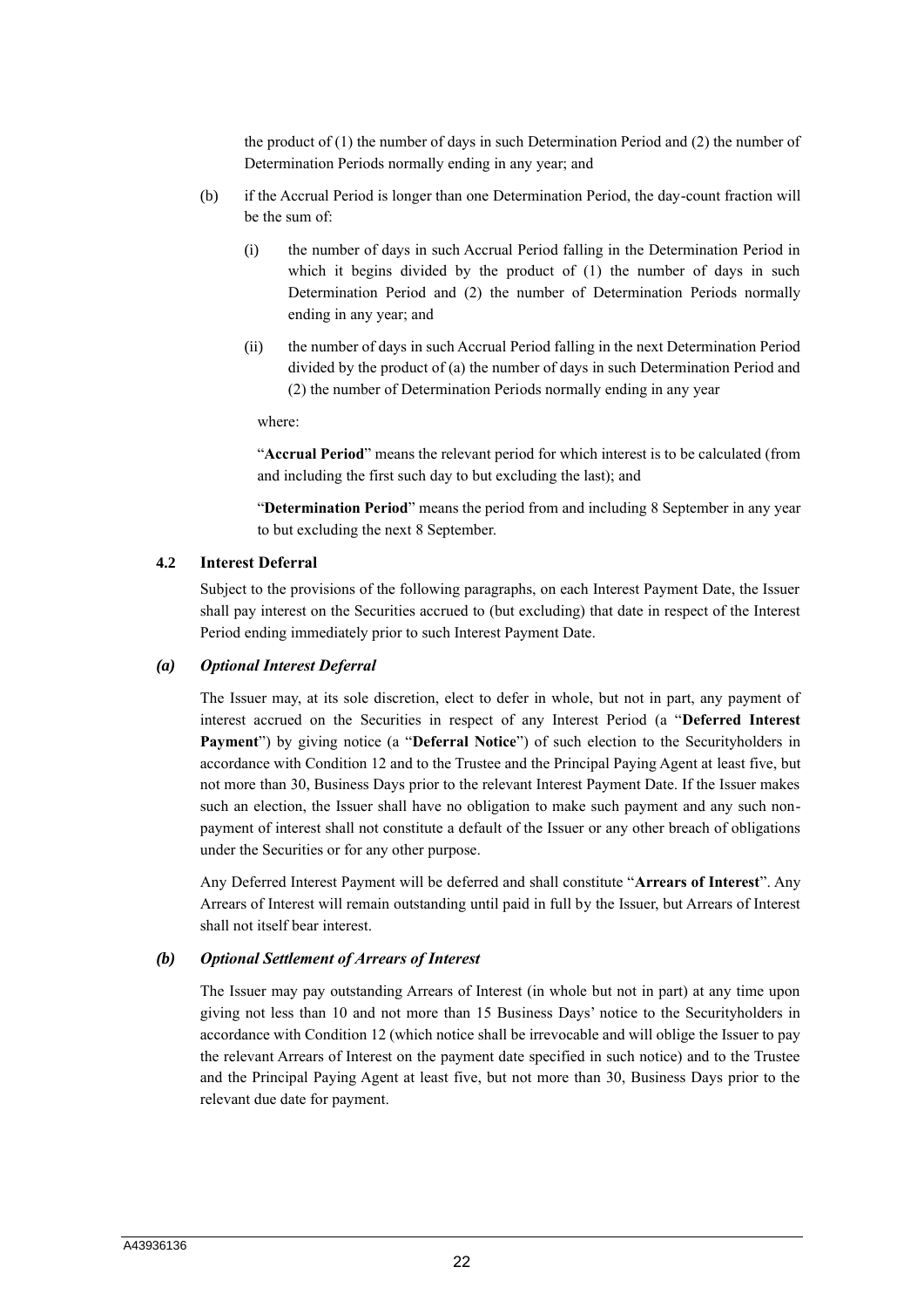the product of (1) the number of days in such Determination Period and (2) the number of Determination Periods normally ending in any year; and

(b) if the Accrual Period is longer than one Determination Period, the day-count fraction will be the sum of:

(i) the number of days in such Accrual Period falling in the Determination Period in which it begins divided by the product of (1) the number of days in such Determination Period and (2) the number of Determination Periods normally ending in any year; and

(ii) the number of days in such Accrual Period falling in the next Determination Period divided by the product of (a) the number of days in such Determination Period and (2) the number of Determination Periods normally ending in any year

where:

"**Accrual Period**" means the relevant period for which interest is to be calculated (from and including the first such day to but excluding the last); and

"**Determination Period**" means the period from and including 8 September in any year to but excluding the next 8 September.

### 4.2 Interest Deferral

Subject to the provisions of the following paragraphs, on each Interest Payment Date, the Issuer shall pay interest on the Securities accrued to (but excluding) that date in respect of the Interest Period ending immediately prior to such Interest Payment Date.

***(a) Optional Interest Deferral***

The Issuer may, at its sole discretion, elect to defer in whole, but not in part, any payment of interest accrued on the Securities in respect of any Interest Period (a "**Deferred Interest Payment**") by giving notice (a "**Deferral Notice**") of such election to the Securityholders in accordance with Condition 12 and to the Trustee and the Principal Paying Agent at least five, but not more than 30, Business Days prior to the relevant Interest Payment Date. If the Issuer makes such an election, the Issuer shall have no obligation to make such payment and any such non-payment of interest shall not constitute a default of the Issuer or any other breach of obligations under the Securities or for any other purpose.

Any Deferred Interest Payment will be deferred and shall constitute "**Arrears of Interest**". Any Arrears of Interest will remain outstanding until paid in full by the Issuer, but Arrears of Interest shall not itself bear interest.

***(b) Optional Settlement of Arrears of Interest***

The Issuer may pay outstanding Arrears of Interest (in whole but not in part) at any time upon giving not less than 10 and not more than 15 Business Days' notice to the Securityholders in accordance with Condition 12 (which notice shall be irrevocable and will oblige the Issuer to pay the relevant Arrears of Interest on the payment date specified in such notice) and to the Trustee and the Principal Paying Agent at least five, but not more than 30, Business Days prior to the relevant due date for payment.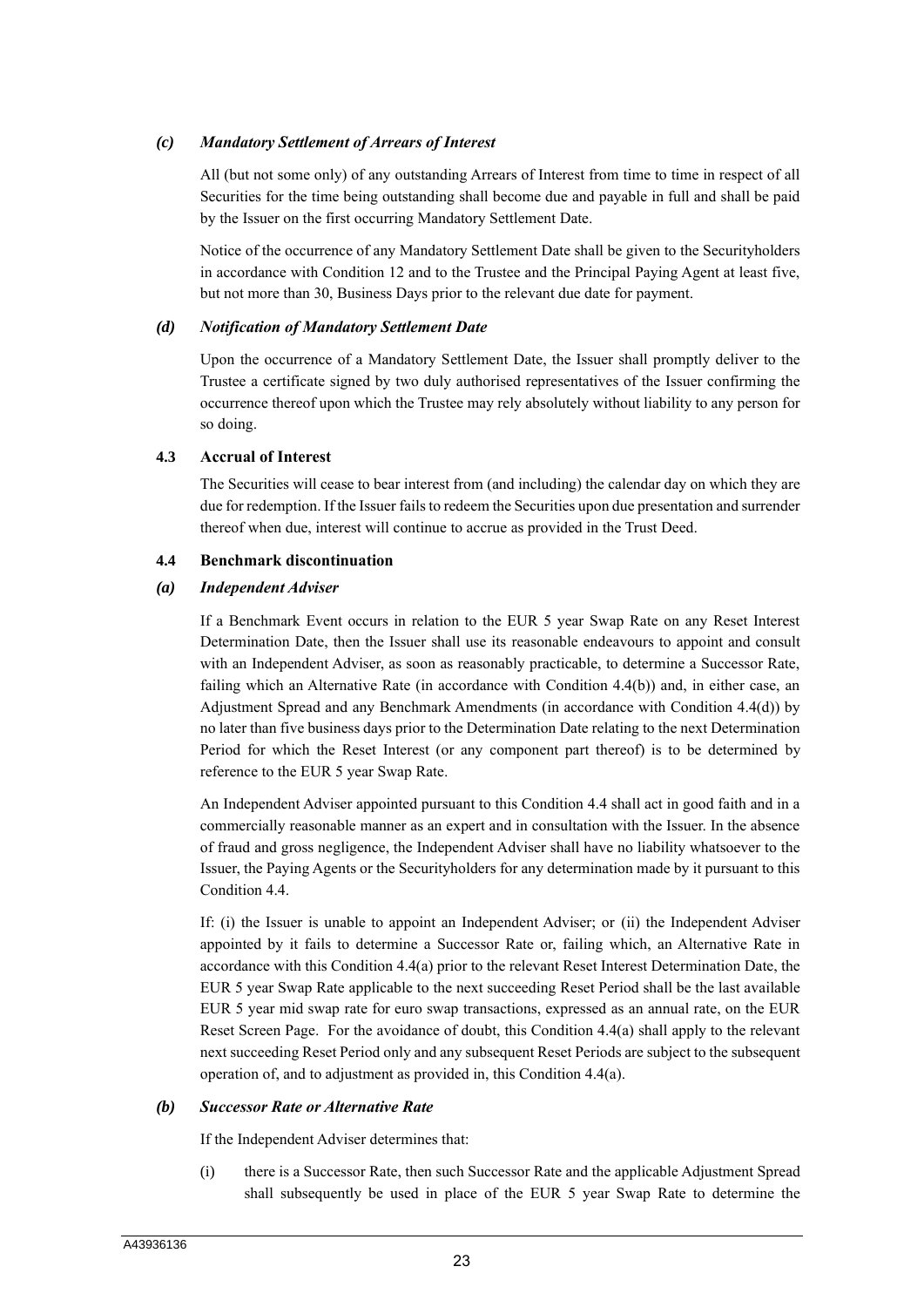### *(c) Mandatory Settlement of Arrears of Interest*

All (but not some only) of any outstanding Arrears of Interest from time to time in respect of all Securities for the time being outstanding shall become due and payable in full and shall be paid by the Issuer on the first occurring Mandatory Settlement Date.

Notice of the occurrence of any Mandatory Settlement Date shall be given to the Securityholders in accordance with Condition 12 and to the Trustee and the Principal Paying Agent at least five, but not more than 30, Business Days prior to the relevant due date for payment.

### *(d) Notification of Mandatory Settlement Date*

Upon the occurrence of a Mandatory Settlement Date, the Issuer shall promptly deliver to the Trustee a certificate signed by two duly authorised representatives of the Issuer confirming the occurrence thereof upon which the Trustee may rely absolutely without liability to any person for so doing.

### 4.3 Accrual of Interest

The Securities will cease to bear interest from (and including) the calendar day on which they are due for redemption. If the Issuer fails to redeem the Securities upon due presentation and surrender thereof when due, interest will continue to accrue as provided in the Trust Deed.

### 4.4 Benchmark discontinuation

### *(a) Independent Adviser*

If a Benchmark Event occurs in relation to the EUR 5 year Swap Rate on any Reset Interest Determination Date, then the Issuer shall use its reasonable endeavours to appoint and consult with an Independent Adviser, as soon as reasonably practicable, to determine a Successor Rate, failing which an Alternative Rate (in accordance with Condition 4.4(b)) and, in either case, an Adjustment Spread and any Benchmark Amendments (in accordance with Condition 4.4(d)) by no later than five business days prior to the Determination Date relating to the next Determination Period for which the Reset Interest (or any component part thereof) is to be determined by reference to the EUR 5 year Swap Rate.

An Independent Adviser appointed pursuant to this Condition 4.4 shall act in good faith and in a commercially reasonable manner as an expert and in consultation with the Issuer. In the absence of fraud and gross negligence, the Independent Adviser shall have no liability whatsoever to the Issuer, the Paying Agents or the Securityholders for any determination made by it pursuant to this Condition 4.4.

If: (i) the Issuer is unable to appoint an Independent Adviser; or (ii) the Independent Adviser appointed by it fails to determine a Successor Rate or, failing which, an Alternative Rate in accordance with this Condition 4.4(a) prior to the relevant Reset Interest Determination Date, the EUR 5 year Swap Rate applicable to the next succeeding Reset Period shall be the last available EUR 5 year mid swap rate for euro swap transactions, expressed as an annual rate, on the EUR Reset Screen Page. For the avoidance of doubt, this Condition 4.4(a) shall apply to the relevant next succeeding Reset Period only and any subsequent Reset Periods are subject to the subsequent operation of, and to adjustment as provided in, this Condition 4.4(a).

### *(b) Successor Rate or Alternative Rate*

If the Independent Adviser determines that:

(i) there is a Successor Rate, then such Successor Rate and the applicable Adjustment Spread shall subsequently be used in place of the EUR 5 year Swap Rate to determine the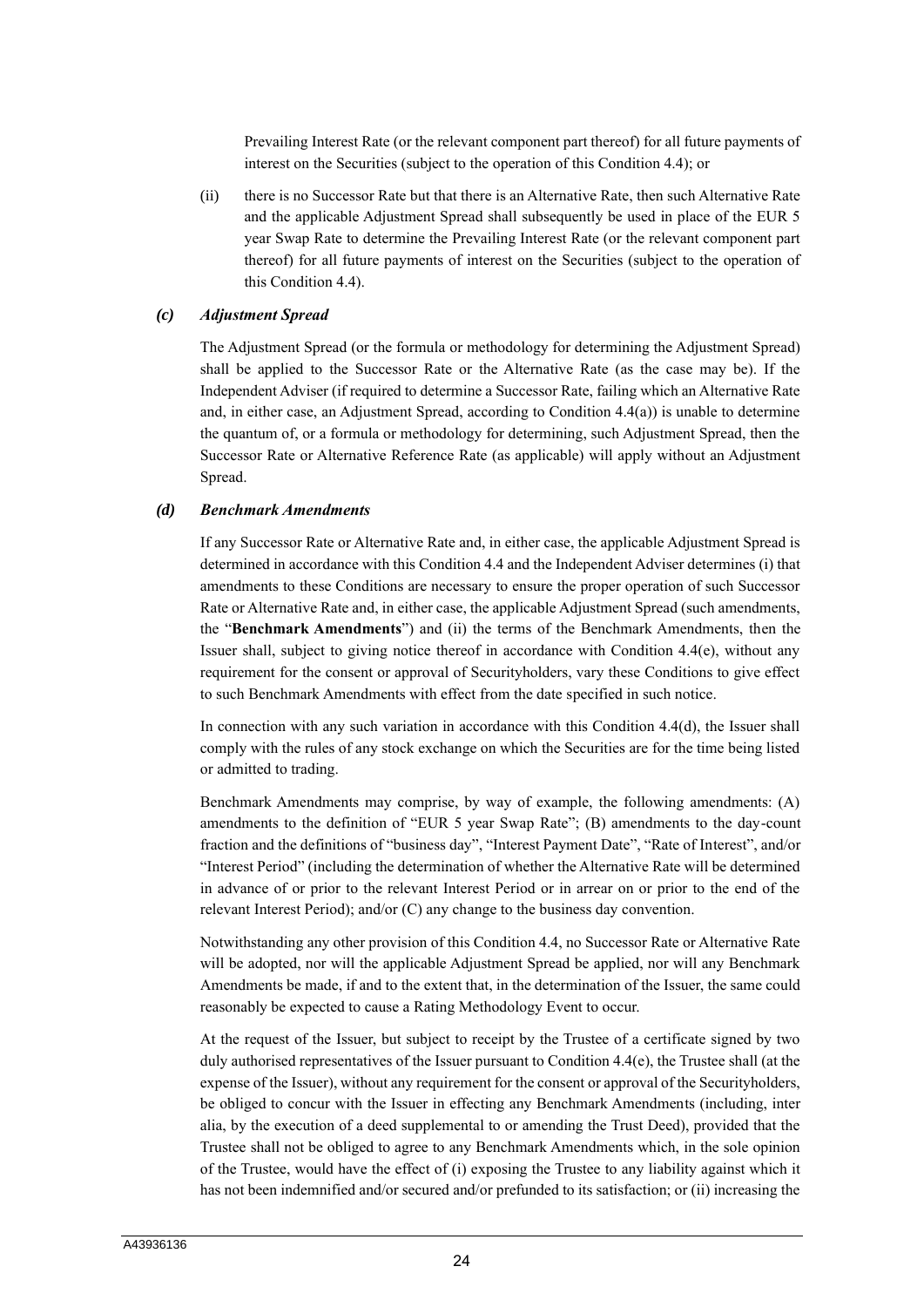Prevailing Interest Rate (or the relevant component part thereof) for all future payments of interest on the Securities (subject to the operation of this Condition 4.4); or

(ii) there is no Successor Rate but that there is an Alternative Rate, then such Alternative Rate and the applicable Adjustment Spread shall subsequently be used in place of the EUR 5 year Swap Rate to determine the Prevailing Interest Rate (or the relevant component part thereof) for all future payments of interest on the Securities (subject to the operation of this Condition 4.4).

***(c) Adjustment Spread***

The Adjustment Spread (or the formula or methodology for determining the Adjustment Spread) shall be applied to the Successor Rate or the Alternative Rate (as the case may be). If the Independent Adviser (if required to determine a Successor Rate, failing which an Alternative Rate and, in either case, an Adjustment Spread, according to Condition 4.4(a)) is unable to determine the quantum of, or a formula or methodology for determining, such Adjustment Spread, then the Successor Rate or Alternative Reference Rate (as applicable) will apply without an Adjustment Spread.

***(d) Benchmark Amendments***

If any Successor Rate or Alternative Rate and, in either case, the applicable Adjustment Spread is determined in accordance with this Condition 4.4 and the Independent Adviser determines (i) that amendments to these Conditions are necessary to ensure the proper operation of such Successor Rate or Alternative Rate and, in either case, the applicable Adjustment Spread (such amendments, the "**Benchmark Amendments**") and (ii) the terms of the Benchmark Amendments, then the Issuer shall, subject to giving notice thereof in accordance with Condition 4.4(e), without any requirement for the consent or approval of Securityholders, vary these Conditions to give effect to such Benchmark Amendments with effect from the date specified in such notice.

In connection with any such variation in accordance with this Condition 4.4(d), the Issuer shall comply with the rules of any stock exchange on which the Securities are for the time being listed or admitted to trading.

Benchmark Amendments may comprise, by way of example, the following amendments: (A) amendments to the definition of "EUR 5 year Swap Rate"; (B) amendments to the day-count fraction and the definitions of "business day", "Interest Payment Date", "Rate of Interest", and/or "Interest Period" (including the determination of whether the Alternative Rate will be determined in advance of or prior to the relevant Interest Period or in arrear on or prior to the end of the relevant Interest Period); and/or (C) any change to the business day convention.

Notwithstanding any other provision of this Condition 4.4, no Successor Rate or Alternative Rate will be adopted, nor will the applicable Adjustment Spread be applied, nor will any Benchmark Amendments be made, if and to the extent that, in the determination of the Issuer, the same could reasonably be expected to cause a Rating Methodology Event to occur.

At the request of the Issuer, but subject to receipt by the Trustee of a certificate signed by two duly authorised representatives of the Issuer pursuant to Condition 4.4(e), the Trustee shall (at the expense of the Issuer), without any requirement for the consent or approval of the Securityholders, be obliged to concur with the Issuer in effecting any Benchmark Amendments (including, inter alia, by the execution of a deed supplemental to or amending the Trust Deed), provided that the Trustee shall not be obliged to agree to any Benchmark Amendments which, in the sole opinion of the Trustee, would have the effect of (i) exposing the Trustee to any liability against which it has not been indemnified and/or secured and/or prefunded to its satisfaction; or (ii) increasing the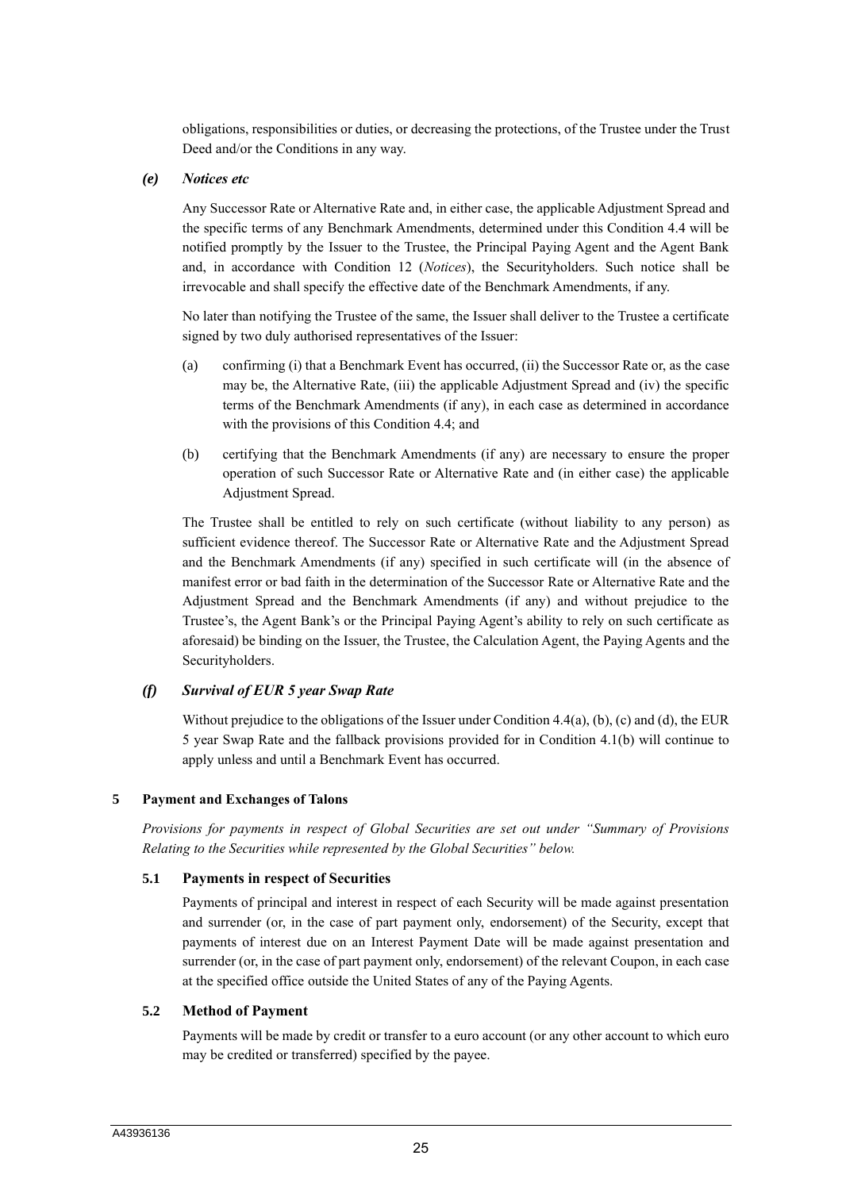obligations, responsibilities or duties, or decreasing the protections, of the Trustee under the Trust Deed and/or the Conditions in any way.

### *(e) Notices etc*

Any Successor Rate or Alternative Rate and, in either case, the applicable Adjustment Spread and the specific terms of any Benchmark Amendments, determined under this Condition 4.4 will be notified promptly by the Issuer to the Trustee, the Principal Paying Agent and the Agent Bank and, in accordance with Condition 12 (*Notices*), the Securityholders. Such notice shall be irrevocable and shall specify the effective date of the Benchmark Amendments, if any.

No later than notifying the Trustee of the same, the Issuer shall deliver to the Trustee a certificate signed by two duly authorised representatives of the Issuer:

(a) confirming (i) that a Benchmark Event has occurred, (ii) the Successor Rate or, as the case may be, the Alternative Rate, (iii) the applicable Adjustment Spread and (iv) the specific terms of the Benchmark Amendments (if any), in each case as determined in accordance with the provisions of this Condition 4.4; and

(b) certifying that the Benchmark Amendments (if any) are necessary to ensure the proper operation of such Successor Rate or Alternative Rate and (in either case) the applicable Adjustment Spread.

The Trustee shall be entitled to rely on such certificate (without liability to any person) as sufficient evidence thereof. The Successor Rate or Alternative Rate and the Adjustment Spread and the Benchmark Amendments (if any) specified in such certificate will (in the absence of manifest error or bad faith in the determination of the Successor Rate or Alternative Rate and the Adjustment Spread and the Benchmark Amendments (if any) and without prejudice to the Trustee's, the Agent Bank's or the Principal Paying Agent's ability to rely on such certificate as aforesaid) be binding on the Issuer, the Trustee, the Calculation Agent, the Paying Agents and the Securityholders.

### *(f) Survival of EUR 5 year Swap Rate*

Without prejudice to the obligations of the Issuer under Condition 4.4(a), (b), (c) and (d), the EUR 5 year Swap Rate and the fallback provisions provided for in Condition 4.1(b) will continue to apply unless and until a Benchmark Event has occurred.

## 5 Payment and Exchanges of Talons

*Provisions for payments in respect of Global Securities are set out under "Summary of Provisions Relating to the Securities while represented by the Global Securities" below.*

### 5.1 Payments in respect of Securities

Payments of principal and interest in respect of each Security will be made against presentation and surrender (or, in the case of part payment only, endorsement) of the Security, except that payments of interest due on an Interest Payment Date will be made against presentation and surrender (or, in the case of part payment only, endorsement) of the relevant Coupon, in each case at the specified office outside the United States of any of the Paying Agents.

### 5.2 Method of Payment

Payments will be made by credit or transfer to a euro account (or any other account to which euro may be credited or transferred) specified by the payee.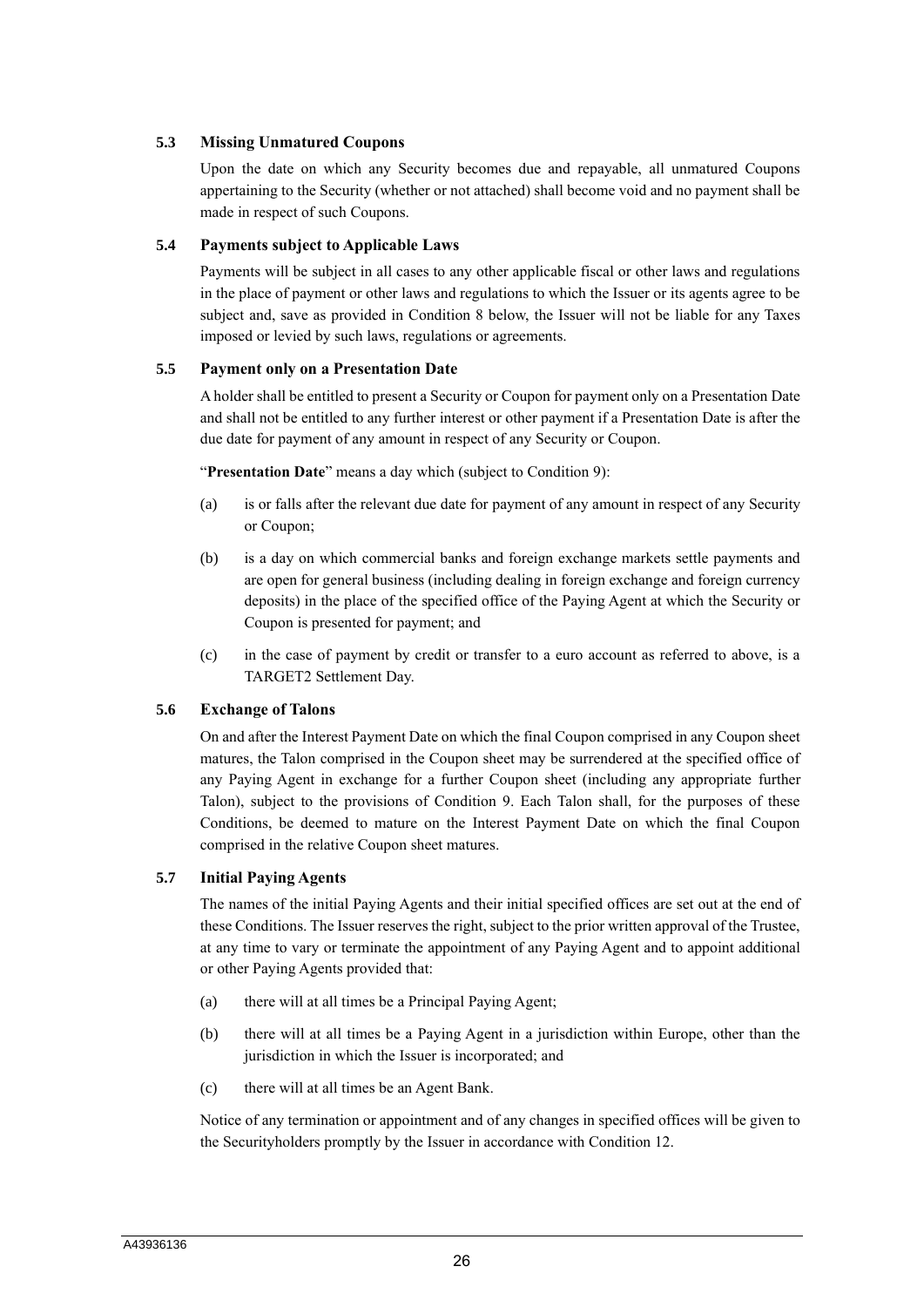### 5.3 Missing Unmatured Coupons

Upon the date on which any Security becomes due and repayable, all unmatured Coupons appertaining to the Security (whether or not attached) shall become void and no payment shall be made in respect of such Coupons.

### 5.4 Payments subject to Applicable Laws

Payments will be subject in all cases to any other applicable fiscal or other laws and regulations in the place of payment or other laws and regulations to which the Issuer or its agents agree to be subject and, save as provided in Condition 8 below, the Issuer will not be liable for any Taxes imposed or levied by such laws, regulations or agreements.

### 5.5 Payment only on a Presentation Date

A holder shall be entitled to present a Security or Coupon for payment only on a Presentation Date and shall not be entitled to any further interest or other payment if a Presentation Date is after the due date for payment of any amount in respect of any Security or Coupon.

"**Presentation Date**" means a day which (subject to Condition 9):

(a) is or falls after the relevant due date for payment of any amount in respect of any Security or Coupon;

(b) is a day on which commercial banks and foreign exchange markets settle payments and are open for general business (including dealing in foreign exchange and foreign currency deposits) in the place of the specified office of the Paying Agent at which the Security or Coupon is presented for payment; and

(c) in the case of payment by credit or transfer to a euro account as referred to above, is a TARGET2 Settlement Day.

### 5.6 Exchange of Talons

On and after the Interest Payment Date on which the final Coupon comprised in any Coupon sheet matures, the Talon comprised in the Coupon sheet may be surrendered at the specified office of any Paying Agent in exchange for a further Coupon sheet (including any appropriate further Talon), subject to the provisions of Condition 9. Each Talon shall, for the purposes of these Conditions, be deemed to mature on the Interest Payment Date on which the final Coupon comprised in the relative Coupon sheet matures.

### 5.7 Initial Paying Agents

The names of the initial Paying Agents and their initial specified offices are set out at the end of these Conditions. The Issuer reserves the right, subject to the prior written approval of the Trustee, at any time to vary or terminate the appointment of any Paying Agent and to appoint additional or other Paying Agents provided that:

(a) there will at all times be a Principal Paying Agent;

(b) there will at all times be a Paying Agent in a jurisdiction within Europe, other than the jurisdiction in which the Issuer is incorporated; and

(c) there will at all times be an Agent Bank.

Notice of any termination or appointment and of any changes in specified offices will be given to the Securityholders promptly by the Issuer in accordance with Condition 12.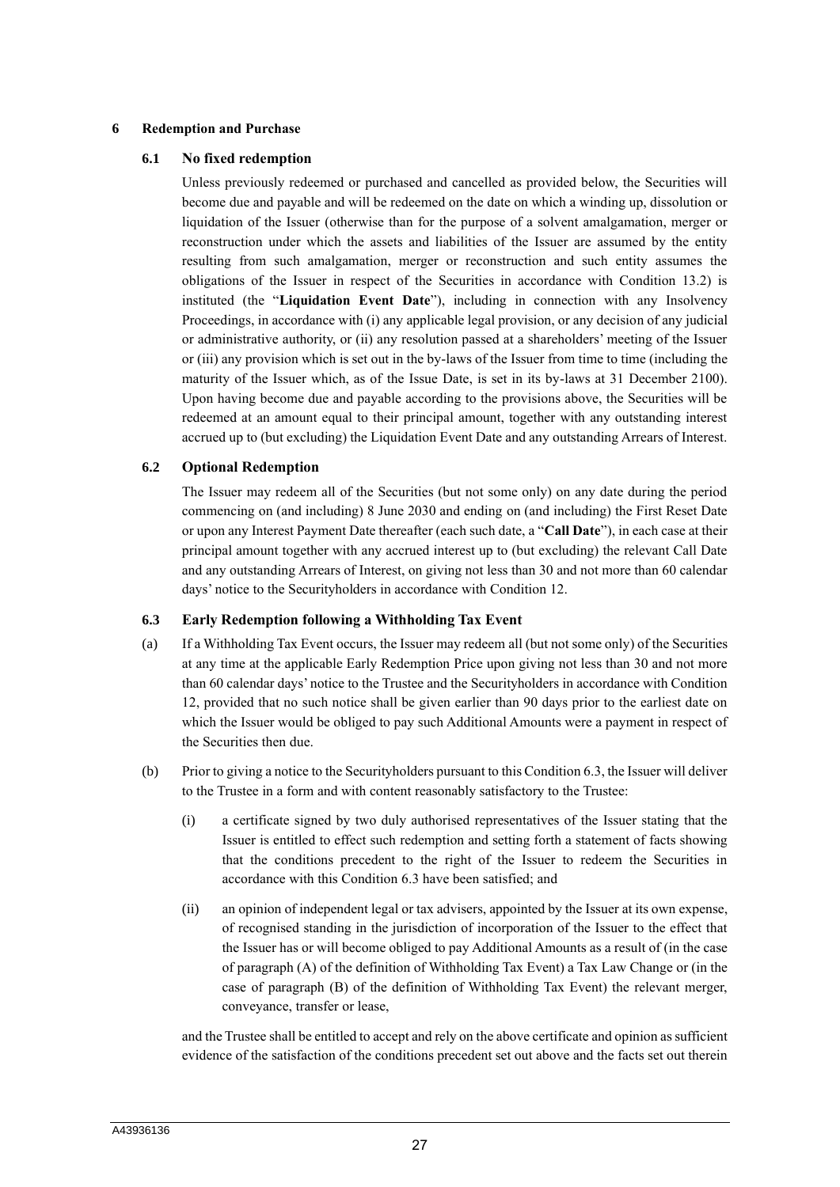## 6 Redemption and Purchase

### 6.1 No fixed redemption

Unless previously redeemed or purchased and cancelled as provided below, the Securities will become due and payable and will be redeemed on the date on which a winding up, dissolution or liquidation of the Issuer (otherwise than for the purpose of a solvent amalgamation, merger or reconstruction under which the assets and liabilities of the Issuer are assumed by the entity resulting from such amalgamation, merger or reconstruction and such entity assumes the obligations of the Issuer in respect of the Securities in accordance with Condition 13.2) is instituted (the "**Liquidation Event Date**"), including in connection with any Insolvency Proceedings, in accordance with (i) any applicable legal provision, or any decision of any judicial or administrative authority, or (ii) any resolution passed at a shareholders' meeting of the Issuer or (iii) any provision which is set out in the by-laws of the Issuer from time to time (including the maturity of the Issuer which, as of the Issue Date, is set in its by-laws at 31 December 2100). Upon having become due and payable according to the provisions above, the Securities will be redeemed at an amount equal to their principal amount, together with any outstanding interest accrued up to (but excluding) the Liquidation Event Date and any outstanding Arrears of Interest.

### 6.2 Optional Redemption

The Issuer may redeem all of the Securities (but not some only) on any date during the period commencing on (and including) 8 June 2030 and ending on (and including) the First Reset Date or upon any Interest Payment Date thereafter (each such date, a "**Call Date**"), in each case at their principal amount together with any accrued interest up to (but excluding) the relevant Call Date and any outstanding Arrears of Interest, on giving not less than 30 and not more than 60 calendar days' notice to the Securityholders in accordance with Condition 12.

### 6.3 Early Redemption following a Withholding Tax Event

(a) If a Withholding Tax Event occurs, the Issuer may redeem all (but not some only) of the Securities at any time at the applicable Early Redemption Price upon giving not less than 30 and not more than 60 calendar days' notice to the Trustee and the Securityholders in accordance with Condition 12, provided that no such notice shall be given earlier than 90 days prior to the earliest date on which the Issuer would be obliged to pay such Additional Amounts were a payment in respect of the Securities then due.

(b) Prior to giving a notice to the Securityholders pursuant to this Condition 6.3, the Issuer will deliver to the Trustee in a form and with content reasonably satisfactory to the Trustee:

(i) a certificate signed by two duly authorised representatives of the Issuer stating that the Issuer is entitled to effect such redemption and setting forth a statement of facts showing that the conditions precedent to the right of the Issuer to redeem the Securities in accordance with this Condition 6.3 have been satisfied; and

(ii) an opinion of independent legal or tax advisers, appointed by the Issuer at its own expense, of recognised standing in the jurisdiction of incorporation of the Issuer to the effect that the Issuer has or will become obliged to pay Additional Amounts as a result of (in the case of paragraph (A) of the definition of Withholding Tax Event) a Tax Law Change or (in the case of paragraph (B) of the definition of Withholding Tax Event) the relevant merger, conveyance, transfer or lease,

and the Trustee shall be entitled to accept and rely on the above certificate and opinion as sufficient evidence of the satisfaction of the conditions precedent set out above and the facts set out therein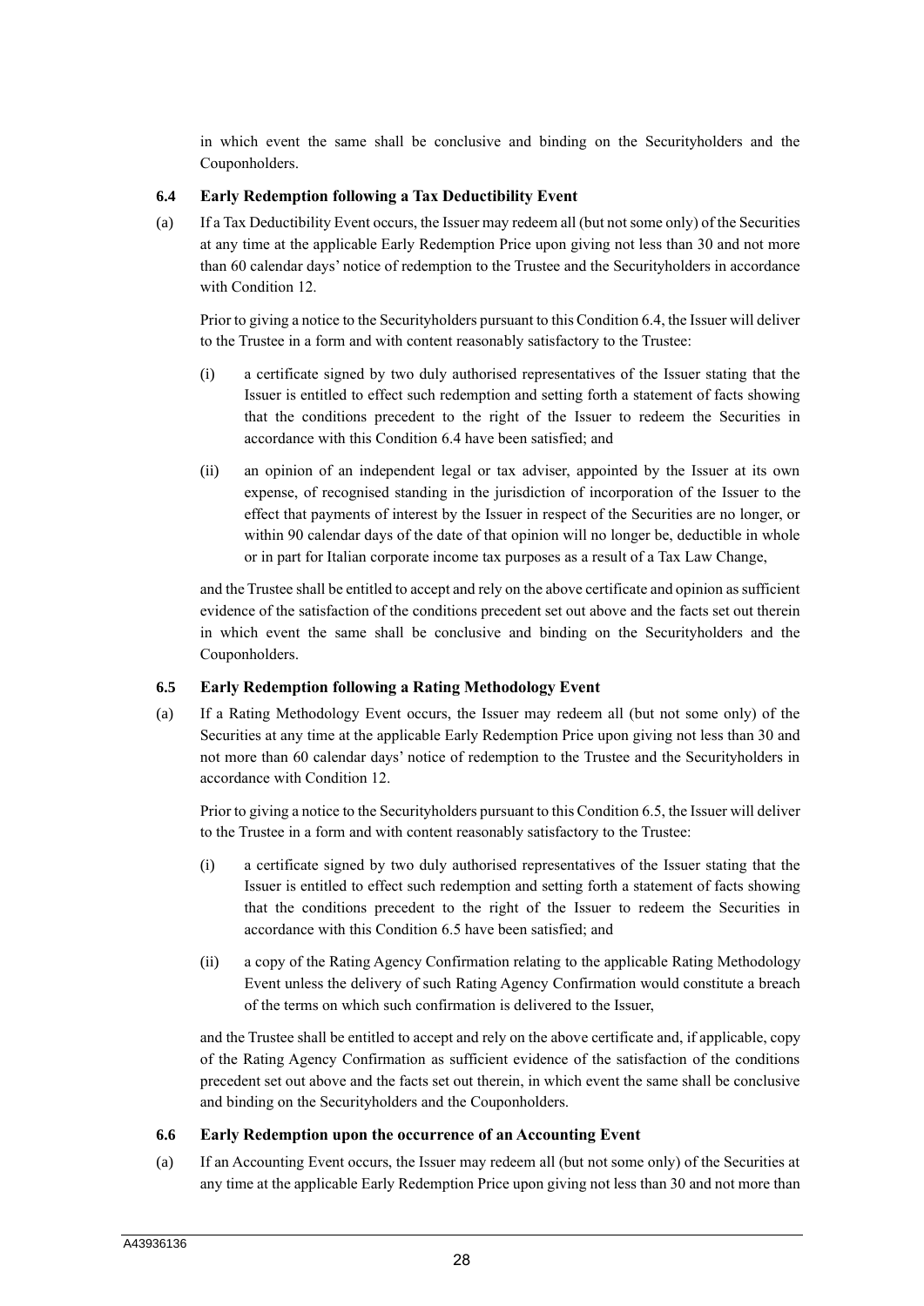in which event the same shall be conclusive and binding on the Securityholders and the Couponholders.

### 6.4 Early Redemption following a Tax Deductibility Event

(a) If a Tax Deductibility Event occurs, the Issuer may redeem all (but not some only) of the Securities at any time at the applicable Early Redemption Price upon giving not less than 30 and not more than 60 calendar days' notice of redemption to the Trustee and the Securityholders in accordance with Condition 12.

Prior to giving a notice to the Securityholders pursuant to this Condition 6.4, the Issuer will deliver to the Trustee in a form and with content reasonably satisfactory to the Trustee:

(i) a certificate signed by two duly authorised representatives of the Issuer stating that the Issuer is entitled to effect such redemption and setting forth a statement of facts showing that the conditions precedent to the right of the Issuer to redeem the Securities in accordance with this Condition 6.4 have been satisfied; and

(ii) an opinion of an independent legal or tax adviser, appointed by the Issuer at its own expense, of recognised standing in the jurisdiction of incorporation of the Issuer to the effect that payments of interest by the Issuer in respect of the Securities are no longer, or within 90 calendar days of the date of that opinion will no longer be, deductible in whole or in part for Italian corporate income tax purposes as a result of a Tax Law Change,

and the Trustee shall be entitled to accept and rely on the above certificate and opinion as sufficient evidence of the satisfaction of the conditions precedent set out above and the facts set out therein in which event the same shall be conclusive and binding on the Securityholders and the Couponholders.

### 6.5 Early Redemption following a Rating Methodology Event

(a) If a Rating Methodology Event occurs, the Issuer may redeem all (but not some only) of the Securities at any time at the applicable Early Redemption Price upon giving not less than 30 and not more than 60 calendar days' notice of redemption to the Trustee and the Securityholders in accordance with Condition 12.

Prior to giving a notice to the Securityholders pursuant to this Condition 6.5, the Issuer will deliver to the Trustee in a form and with content reasonably satisfactory to the Trustee:

(i) a certificate signed by two duly authorised representatives of the Issuer stating that the Issuer is entitled to effect such redemption and setting forth a statement of facts showing that the conditions precedent to the right of the Issuer to redeem the Securities in accordance with this Condition 6.5 have been satisfied; and

(ii) a copy of the Rating Agency Confirmation relating to the applicable Rating Methodology Event unless the delivery of such Rating Agency Confirmation would constitute a breach of the terms on which such confirmation is delivered to the Issuer,

and the Trustee shall be entitled to accept and rely on the above certificate and, if applicable, copy of the Rating Agency Confirmation as sufficient evidence of the satisfaction of the conditions precedent set out above and the facts set out therein, in which event the same shall be conclusive and binding on the Securityholders and the Couponholders.

### 6.6 Early Redemption upon the occurrence of an Accounting Event

(a) If an Accounting Event occurs, the Issuer may redeem all (but not some only) of the Securities at any time at the applicable Early Redemption Price upon giving not less than 30 and not more than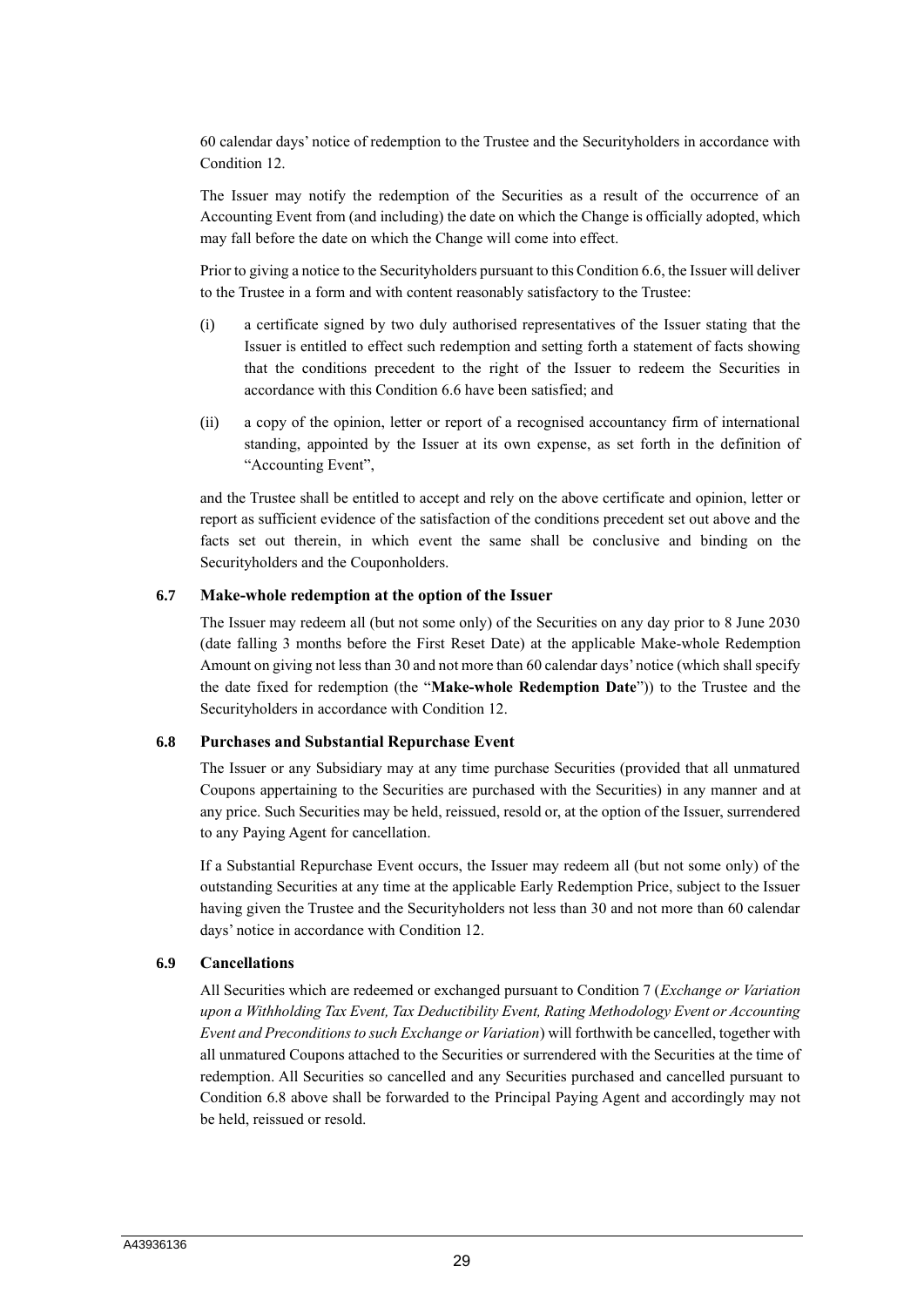60 calendar days' notice of redemption to the Trustee and the Securityholders in accordance with Condition 12.

The Issuer may notify the redemption of the Securities as a result of the occurrence of an Accounting Event from (and including) the date on which the Change is officially adopted, which may fall before the date on which the Change will come into effect.

Prior to giving a notice to the Securityholders pursuant to this Condition 6.6, the Issuer will deliver to the Trustee in a form and with content reasonably satisfactory to the Trustee:

(i) a certificate signed by two duly authorised representatives of the Issuer stating that the Issuer is entitled to effect such redemption and setting forth a statement of facts showing that the conditions precedent to the right of the Issuer to redeem the Securities in accordance with this Condition 6.6 have been satisfied; and

(ii) a copy of the opinion, letter or report of a recognised accountancy firm of international standing, appointed by the Issuer at its own expense, as set forth in the definition of "Accounting Event",

and the Trustee shall be entitled to accept and rely on the above certificate and opinion, letter or report as sufficient evidence of the satisfaction of the conditions precedent set out above and the facts set out therein, in which event the same shall be conclusive and binding on the Securityholders and the Couponholders.

### 6.7 Make-whole redemption at the option of the Issuer

The Issuer may redeem all (but not some only) of the Securities on any day prior to 8 June 2030 (date falling 3 months before the First Reset Date) at the applicable Make-whole Redemption Amount on giving not less than 30 and not more than 60 calendar days' notice (which shall specify the date fixed for redemption (the "**Make-whole Redemption Date**")) to the Trustee and the Securityholders in accordance with Condition 12.

### 6.8 Purchases and Substantial Repurchase Event

The Issuer or any Subsidiary may at any time purchase Securities (provided that all unmatured Coupons appertaining to the Securities are purchased with the Securities) in any manner and at any price. Such Securities may be held, reissued, resold or, at the option of the Issuer, surrendered to any Paying Agent for cancellation.

If a Substantial Repurchase Event occurs, the Issuer may redeem all (but not some only) of the outstanding Securities at any time at the applicable Early Redemption Price, subject to the Issuer having given the Trustee and the Securityholders not less than 30 and not more than 60 calendar days' notice in accordance with Condition 12.

### 6.9 Cancellations

All Securities which are redeemed or exchanged pursuant to Condition 7 (*Exchange or Variation upon a Withholding Tax Event, Tax Deductibility Event, Rating Methodology Event or Accounting Event and Preconditions to such Exchange or Variation*) will forthwith be cancelled, together with all unmatured Coupons attached to the Securities or surrendered with the Securities at the time of redemption. All Securities so cancelled and any Securities purchased and cancelled pursuant to Condition 6.8 above shall be forwarded to the Principal Paying Agent and accordingly may not be held, reissued or resold.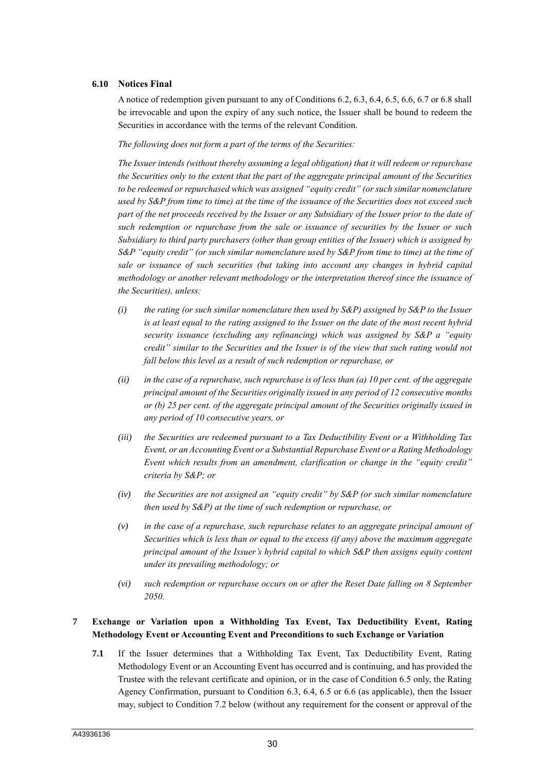### 6.10 Notices Final

A notice of redemption given pursuant to any of Conditions 6.2, 6.3, 6.4, 6.5, 6.6, 6.7 or 6.8 shall be irrevocable and upon the expiry of any such notice, the Issuer shall be bound to redeem the Securities in accordance with the terms of the relevant Condition.

*The following does not form a part of the terms of the Securities:*

*The Issuer intends (without thereby assuming a legal obligation) that it will redeem or repurchase the Securities only to the extent that the part of the aggregate principal amount of the Securities to be redeemed or repurchased which was assigned "equity credit" (or such similar nomenclature used by S&P from time to time) at the time of the issuance of the Securities does not exceed such part of the net proceeds received by the Issuer or any Subsidiary of the Issuer prior to the date of such redemption or repurchase from the sale or issuance of securities by the Issuer or such Subsidiary to third party purchasers (other than group entities of the Issuer) which is assigned by S&P "equity credit" (or such similar nomenclature used by S&P from time to time) at the time of sale or issuance of such securities (but taking into account any changes in hybrid capital methodology or another relevant methodology or the interpretation thereof since the issuance of the Securities), unless:*

*(i) the rating (or such similar nomenclature then used by S&P) assigned by S&P to the Issuer is at least equal to the rating assigned to the Issuer on the date of the most recent hybrid security issuance (excluding any refinancing) which was assigned by S&P a "equity credit" similar to the Securities and the Issuer is of the view that such rating would not fall below this level as a result of such redemption or repurchase, or*

*(ii) in the case of a repurchase, such repurchase is of less than (a) 10 per cent. of the aggregate principal amount of the Securities originally issued in any period of 12 consecutive months or (b) 25 per cent. of the aggregate principal amount of the Securities originally issued in any period of 10 consecutive years, or*

*(iii) the Securities are redeemed pursuant to a Tax Deductibility Event or a Withholding Tax Event, or an Accounting Event or a Substantial Repurchase Event or a Rating Methodology Event which results from an amendment, clarification or change in the "equity credit" criteria by S&P; or*

*(iv) the Securities are not assigned an "equity credit" by S&P (or such similar nomenclature then used by S&P) at the time of such redemption or repurchase, or*

*(v) in the case of a repurchase, such repurchase relates to an aggregate principal amount of Securities which is less than or equal to the excess (if any) above the maximum aggregate principal amount of the Issuer's hybrid capital to which S&P then assigns equity content under its prevailing methodology; or*

*(vi) such redemption or repurchase occurs on or after the Reset Date falling on 8 September 2050.*

## 7 Exchange or Variation upon a Withholding Tax Event, Tax Deductibility Event, Rating Methodology Event or Accounting Event and Preconditions to such Exchange or Variation

**7.1** If the Issuer determines that a Withholding Tax Event, Tax Deductibility Event, Rating Methodology Event or an Accounting Event has occurred and is continuing, and has provided the Trustee with the relevant certificate and opinion, or in the case of Condition 6.5 only, the Rating Agency Confirmation, pursuant to Condition 6.3, 6.4, 6.5 or 6.6 (as applicable), then the Issuer may, subject to Condition 7.2 below (without any requirement for the consent or approval of the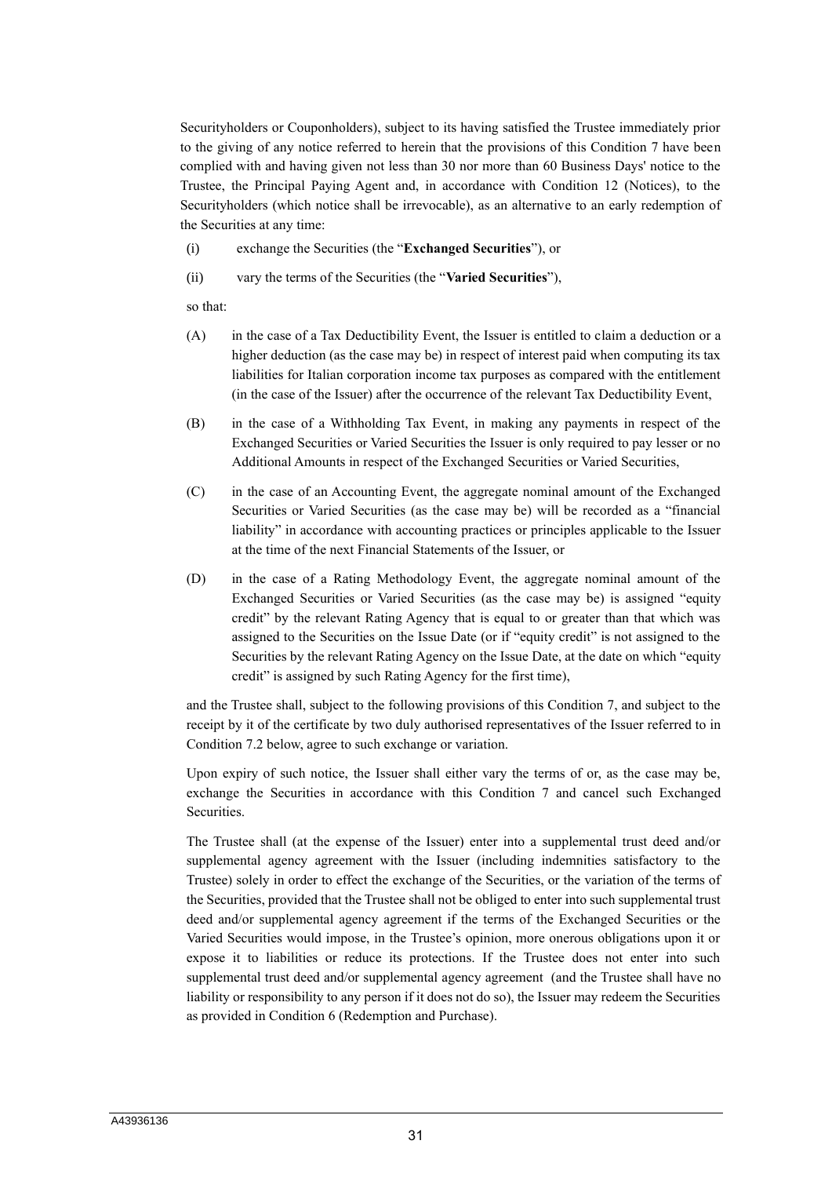Securityholders or Couponholders), subject to its having satisfied the Trustee immediately prior to the giving of any notice referred to herein that the provisions of this Condition 7 have been complied with and having given not less than 30 nor more than 60 Business Days' notice to the Trustee, the Principal Paying Agent and, in accordance with Condition 12 (Notices), to the Securityholders (which notice shall be irrevocable), as an alternative to an early redemption of the Securities at any time:

(i) exchange the Securities (the "**Exchanged Securities**"), or

(ii) vary the terms of the Securities (the "**Varied Securities**"),

so that:

(A) in the case of a Tax Deductibility Event, the Issuer is entitled to claim a deduction or a higher deduction (as the case may be) in respect of interest paid when computing its tax liabilities for Italian corporation income tax purposes as compared with the entitlement (in the case of the Issuer) after the occurrence of the relevant Tax Deductibility Event,

(B) in the case of a Withholding Tax Event, in making any payments in respect of the Exchanged Securities or Varied Securities the Issuer is only required to pay lesser or no Additional Amounts in respect of the Exchanged Securities or Varied Securities,

(C) in the case of an Accounting Event, the aggregate nominal amount of the Exchanged Securities or Varied Securities (as the case may be) will be recorded as a "financial liability" in accordance with accounting practices or principles applicable to the Issuer at the time of the next Financial Statements of the Issuer, or

(D) in the case of a Rating Methodology Event, the aggregate nominal amount of the Exchanged Securities or Varied Securities (as the case may be) is assigned "equity credit" by the relevant Rating Agency that is equal to or greater than that which was assigned to the Securities on the Issue Date (or if "equity credit" is not assigned to the Securities by the relevant Rating Agency on the Issue Date, at the date on which "equity credit" is assigned by such Rating Agency for the first time),

and the Trustee shall, subject to the following provisions of this Condition 7, and subject to the receipt by it of the certificate by two duly authorised representatives of the Issuer referred to in Condition 7.2 below, agree to such exchange or variation.

Upon expiry of such notice, the Issuer shall either vary the terms of or, as the case may be, exchange the Securities in accordance with this Condition 7 and cancel such Exchanged Securities.

The Trustee shall (at the expense of the Issuer) enter into a supplemental trust deed and/or supplemental agency agreement with the Issuer (including indemnities satisfactory to the Trustee) solely in order to effect the exchange of the Securities, or the variation of the terms of the Securities, provided that the Trustee shall not be obliged to enter into such supplemental trust deed and/or supplemental agency agreement if the terms of the Exchanged Securities or the Varied Securities would impose, in the Trustee's opinion, more onerous obligations upon it or expose it to liabilities or reduce its protections. If the Trustee does not enter into such supplemental trust deed and/or supplemental agency agreement (and the Trustee shall have no liability or responsibility to any person if it does not do so), the Issuer may redeem the Securities as provided in Condition 6 (Redemption and Purchase).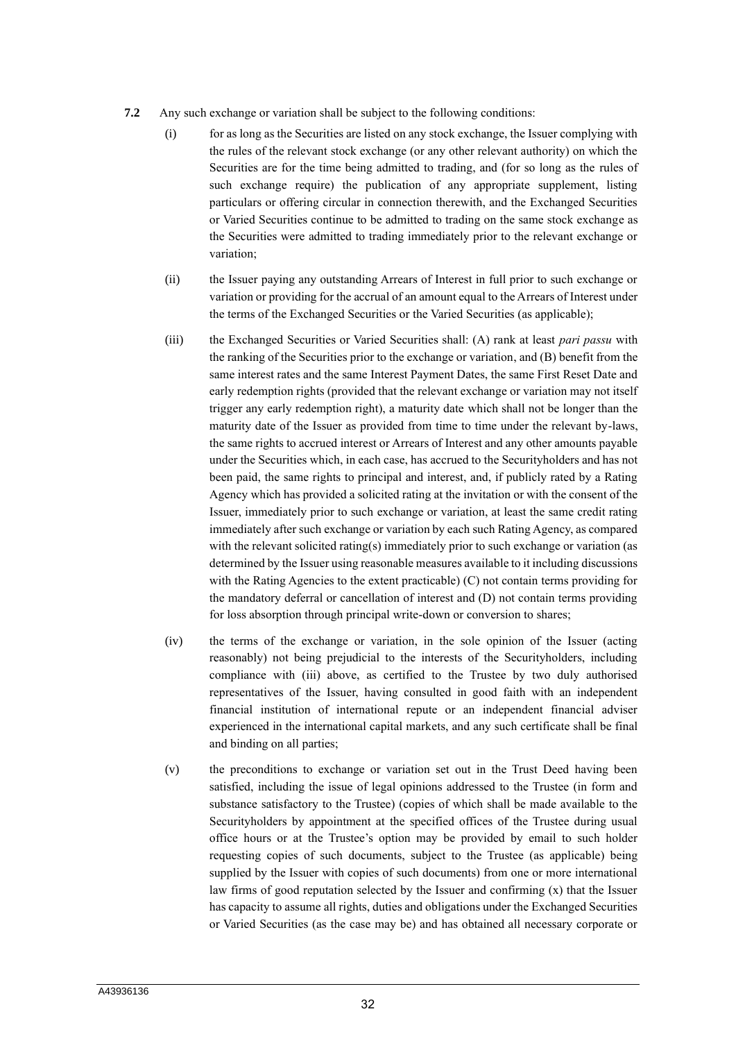**7.2** Any such exchange or variation shall be subject to the following conditions:

(i) for as long as the Securities are listed on any stock exchange, the Issuer complying with the rules of the relevant stock exchange (or any other relevant authority) on which the Securities are for the time being admitted to trading, and (for so long as the rules of such exchange require) the publication of any appropriate supplement, listing particulars or offering circular in connection therewith, and the Exchanged Securities or Varied Securities continue to be admitted to trading on the same stock exchange as the Securities were admitted to trading immediately prior to the relevant exchange or variation;

(ii) the Issuer paying any outstanding Arrears of Interest in full prior to such exchange or variation or providing for the accrual of an amount equal to the Arrears of Interest under the terms of the Exchanged Securities or the Varied Securities (as applicable);

(iii) the Exchanged Securities or Varied Securities shall: (A) rank at least *pari passu* with the ranking of the Securities prior to the exchange or variation, and (B) benefit from the same interest rates and the same Interest Payment Dates, the same First Reset Date and early redemption rights (provided that the relevant exchange or variation may not itself trigger any early redemption right), a maturity date which shall not be longer than the maturity date of the Issuer as provided from time to time under the relevant by-laws, the same rights to accrued interest or Arrears of Interest and any other amounts payable under the Securities which, in each case, has accrued to the Securityholders and has not been paid, the same rights to principal and interest, and, if publicly rated by a Rating Agency which has provided a solicited rating at the invitation or with the consent of the Issuer, immediately prior to such exchange or variation, at least the same credit rating immediately after such exchange or variation by each such Rating Agency, as compared with the relevant solicited rating(s) immediately prior to such exchange or variation (as determined by the Issuer using reasonable measures available to it including discussions with the Rating Agencies to the extent practicable) (C) not contain terms providing for the mandatory deferral or cancellation of interest and (D) not contain terms providing for loss absorption through principal write-down or conversion to shares;

(iv) the terms of the exchange or variation, in the sole opinion of the Issuer (acting reasonably) not being prejudicial to the interests of the Securityholders, including compliance with (iii) above, as certified to the Trustee by two duly authorised representatives of the Issuer, having consulted in good faith with an independent financial institution of international repute or an independent financial adviser experienced in the international capital markets, and any such certificate shall be final and binding on all parties;

(v) the preconditions to exchange or variation set out in the Trust Deed having been satisfied, including the issue of legal opinions addressed to the Trustee (in form and substance satisfactory to the Trustee) (copies of which shall be made available to the Securityholders by appointment at the specified offices of the Trustee during usual office hours or at the Trustee's option may be provided by email to such holder requesting copies of such documents, subject to the Trustee (as applicable) being supplied by the Issuer with copies of such documents) from one or more international law firms of good reputation selected by the Issuer and confirming (x) that the Issuer has capacity to assume all rights, duties and obligations under the Exchanged Securities or Varied Securities (as the case may be) and has obtained all necessary corporate or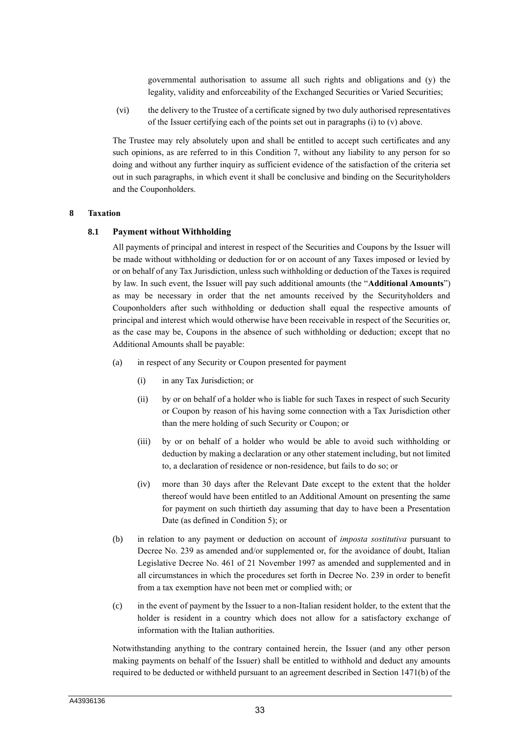governmental authorisation to assume all such rights and obligations and (y) the legality, validity and enforceability of the Exchanged Securities or Varied Securities;

(vi) the delivery to the Trustee of a certificate signed by two duly authorised representatives of the Issuer certifying each of the points set out in paragraphs (i) to (v) above.

The Trustee may rely absolutely upon and shall be entitled to accept such certificates and any such opinions, as are referred to in this Condition 7, without any liability to any person for so doing and without any further inquiry as sufficient evidence of the satisfaction of the criteria set out in such paragraphs, in which event it shall be conclusive and binding on the Securityholders and the Couponholders.

## 8 Taxation

### 8.1 Payment without Withholding

All payments of principal and interest in respect of the Securities and Coupons by the Issuer will be made without withholding or deduction for or on account of any Taxes imposed or levied by or on behalf of any Tax Jurisdiction, unless such withholding or deduction of the Taxes is required by law. In such event, the Issuer will pay such additional amounts (the "**Additional Amounts**") as may be necessary in order that the net amounts received by the Securityholders and Couponholders after such withholding or deduction shall equal the respective amounts of principal and interest which would otherwise have been receivable in respect of the Securities or, as the case may be, Coupons in the absence of such withholding or deduction; except that no Additional Amounts shall be payable:

(a) in respect of any Security or Coupon presented for payment

(i) in any Tax Jurisdiction; or

(ii) by or on behalf of a holder who is liable for such Taxes in respect of such Security or Coupon by reason of his having some connection with a Tax Jurisdiction other than the mere holding of such Security or Coupon; or

(iii) by or on behalf of a holder who would be able to avoid such withholding or deduction by making a declaration or any other statement including, but not limited to, a declaration of residence or non-residence, but fails to do so; or

(iv) more than 30 days after the Relevant Date except to the extent that the holder thereof would have been entitled to an Additional Amount on presenting the same for payment on such thirtieth day assuming that day to have been a Presentation Date (as defined in Condition 5); or

(b) in relation to any payment or deduction on account of *imposta sostitutiva* pursuant to Decree No. 239 as amended and/or supplemented or, for the avoidance of doubt, Italian Legislative Decree No. 461 of 21 November 1997 as amended and supplemented and in all circumstances in which the procedures set forth in Decree No. 239 in order to benefit from a tax exemption have not been met or complied with; or

(c) in the event of payment by the Issuer to a non-Italian resident holder, to the extent that the holder is resident in a country which does not allow for a satisfactory exchange of information with the Italian authorities.

Notwithstanding anything to the contrary contained herein, the Issuer (and any other person making payments on behalf of the Issuer) shall be entitled to withhold and deduct any amounts required to be deducted or withheld pursuant to an agreement described in Section 1471(b) of the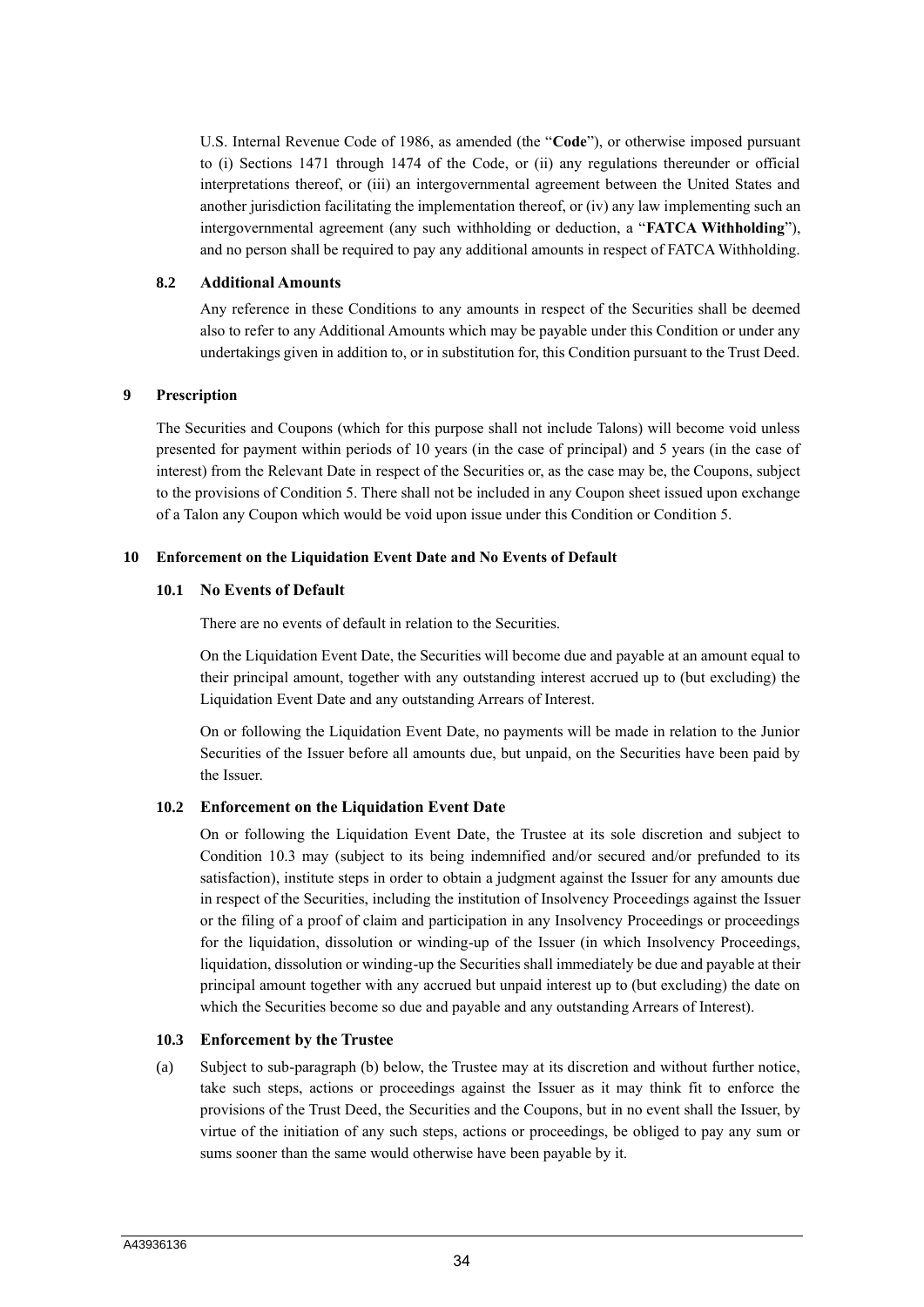U.S. Internal Revenue Code of 1986, as amended (the "**Code**"), or otherwise imposed pursuant to (i) Sections 1471 through 1474 of the Code, or (ii) any regulations thereunder or official interpretations thereof, or (iii) an intergovernmental agreement between the United States and another jurisdiction facilitating the implementation thereof, or (iv) any law implementing such an intergovernmental agreement (any such withholding or deduction, a "**FATCA Withholding**"), and no person shall be required to pay any additional amounts in respect of FATCA Withholding.

### 8.2 Additional Amounts

Any reference in these Conditions to any amounts in respect of the Securities shall be deemed also to refer to any Additional Amounts which may be payable under this Condition or under any undertakings given in addition to, or in substitution for, this Condition pursuant to the Trust Deed.

## 9 Prescription

The Securities and Coupons (which for this purpose shall not include Talons) will become void unless presented for payment within periods of 10 years (in the case of principal) and 5 years (in the case of interest) from the Relevant Date in respect of the Securities or, as the case may be, the Coupons, subject to the provisions of Condition 5. There shall not be included in any Coupon sheet issued upon exchange of a Talon any Coupon which would be void upon issue under this Condition or Condition 5.

## 10 Enforcement on the Liquidation Event Date and No Events of Default

### 10.1 No Events of Default

There are no events of default in relation to the Securities.

On the Liquidation Event Date, the Securities will become due and payable at an amount equal to their principal amount, together with any outstanding interest accrued up to (but excluding) the Liquidation Event Date and any outstanding Arrears of Interest.

On or following the Liquidation Event Date, no payments will be made in relation to the Junior Securities of the Issuer before all amounts due, but unpaid, on the Securities have been paid by the Issuer.

### 10.2 Enforcement on the Liquidation Event Date

On or following the Liquidation Event Date, the Trustee at its sole discretion and subject to Condition 10.3 may (subject to its being indemnified and/or secured and/or prefunded to its satisfaction), institute steps in order to obtain a judgment against the Issuer for any amounts due in respect of the Securities, including the institution of Insolvency Proceedings against the Issuer or the filing of a proof of claim and participation in any Insolvency Proceedings or proceedings for the liquidation, dissolution or winding-up of the Issuer (in which Insolvency Proceedings, liquidation, dissolution or winding-up the Securities shall immediately be due and payable at their principal amount together with any accrued but unpaid interest up to (but excluding) the date on which the Securities become so due and payable and any outstanding Arrears of Interest).

### 10.3 Enforcement by the Trustee

(a) Subject to sub-paragraph (b) below, the Trustee may at its discretion and without further notice, take such steps, actions or proceedings against the Issuer as it may think fit to enforce the provisions of the Trust Deed, the Securities and the Coupons, but in no event shall the Issuer, by virtue of the initiation of any such steps, actions or proceedings, be obliged to pay any sum or sums sooner than the same would otherwise have been payable by it.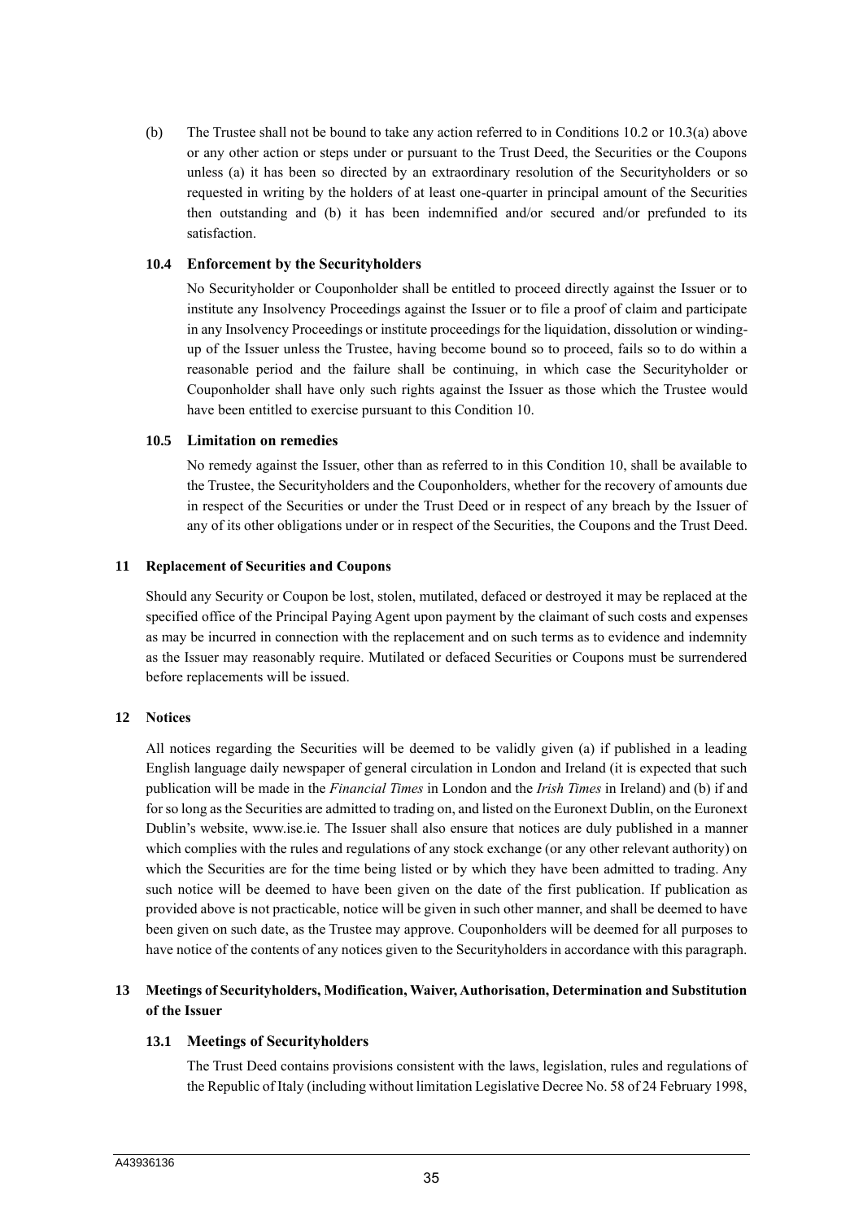(b) The Trustee shall not be bound to take any action referred to in Conditions 10.2 or 10.3(a) above or any other action or steps under or pursuant to the Trust Deed, the Securities or the Coupons unless (a) it has been so directed by an extraordinary resolution of the Securityholders or so requested in writing by the holders of at least one-quarter in principal amount of the Securities then outstanding and (b) it has been indemnified and/or secured and/or prefunded to its satisfaction.

### 10.4 Enforcement by the Securityholders

No Securityholder or Couponholder shall be entitled to proceed directly against the Issuer or to institute any Insolvency Proceedings against the Issuer or to file a proof of claim and participate in any Insolvency Proceedings or institute proceedings for the liquidation, dissolution or winding-up of the Issuer unless the Trustee, having become bound so to proceed, fails so to do within a reasonable period and the failure shall be continuing, in which case the Securityholder or Couponholder shall have only such rights against the Issuer as those which the Trustee would have been entitled to exercise pursuant to this Condition 10.

### 10.5 Limitation on remedies

No remedy against the Issuer, other than as referred to in this Condition 10, shall be available to the Trustee, the Securityholders and the Couponholders, whether for the recovery of amounts due in respect of the Securities or under the Trust Deed or in respect of any breach by the Issuer of any of its other obligations under or in respect of the Securities, the Coupons and the Trust Deed.

## 11 Replacement of Securities and Coupons

Should any Security or Coupon be lost, stolen, mutilated, defaced or destroyed it may be replaced at the specified office of the Principal Paying Agent upon payment by the claimant of such costs and expenses as may be incurred in connection with the replacement and on such terms as to evidence and indemnity as the Issuer may reasonably require. Mutilated or defaced Securities or Coupons must be surrendered before replacements will be issued.

## 12 Notices

All notices regarding the Securities will be deemed to be validly given (a) if published in a leading English language daily newspaper of general circulation in London and Ireland (it is expected that such publication will be made in the *Financial Times* in London and the *Irish Times* in Ireland) and (b) if and for so long as the Securities are admitted to trading on, and listed on the Euronext Dublin, on the Euronext Dublin's website, www.ise.ie. The Issuer shall also ensure that notices are duly published in a manner which complies with the rules and regulations of any stock exchange (or any other relevant authority) on which the Securities are for the time being listed or by which they have been admitted to trading. Any such notice will be deemed to have been given on the date of the first publication. If publication as provided above is not practicable, notice will be given in such other manner, and shall be deemed to have been given on such date, as the Trustee may approve. Couponholders will be deemed for all purposes to have notice of the contents of any notices given to the Securityholders in accordance with this paragraph.

## 13 Meetings of Securityholders, Modification, Waiver, Authorisation, Determination and Substitution of the Issuer

### 13.1 Meetings of Securityholders

The Trust Deed contains provisions consistent with the laws, legislation, rules and regulations of the Republic of Italy (including without limitation Legislative Decree No. 58 of 24 February 1998,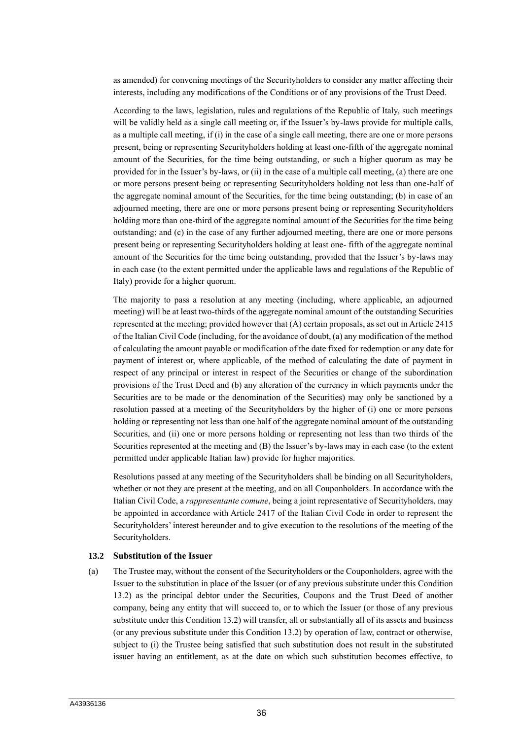as amended) for convening meetings of the Securityholders to consider any matter affecting their interests, including any modifications of the Conditions or of any provisions of the Trust Deed.

According to the laws, legislation, rules and regulations of the Republic of Italy, such meetings will be validly held as a single call meeting or, if the Issuer's by-laws provide for multiple calls, as a multiple call meeting, if (i) in the case of a single call meeting, there are one or more persons present, being or representing Securityholders holding at least one-fifth of the aggregate nominal amount of the Securities, for the time being outstanding, or such a higher quorum as may be provided for in the Issuer's by-laws, or (ii) in the case of a multiple call meeting, (a) there are one or more persons present being or representing Securityholders holding not less than one-half of the aggregate nominal amount of the Securities, for the time being outstanding; (b) in case of an adjourned meeting, there are one or more persons present being or representing Securityholders holding more than one-third of the aggregate nominal amount of the Securities for the time being outstanding; and (c) in the case of any further adjourned meeting, there are one or more persons present being or representing Securityholders holding at least one- fifth of the aggregate nominal amount of the Securities for the time being outstanding, provided that the Issuer's by-laws may in each case (to the extent permitted under the applicable laws and regulations of the Republic of Italy) provide for a higher quorum.

The majority to pass a resolution at any meeting (including, where applicable, an adjourned meeting) will be at least two-thirds of the aggregate nominal amount of the outstanding Securities represented at the meeting; provided however that (A) certain proposals, as set out in Article 2415 of the Italian Civil Code (including, for the avoidance of doubt, (a) any modification of the method of calculating the amount payable or modification of the date fixed for redemption or any date for payment of interest or, where applicable, of the method of calculating the date of payment in respect of any principal or interest in respect of the Securities or change of the subordination provisions of the Trust Deed and (b) any alteration of the currency in which payments under the Securities are to be made or the denomination of the Securities) may only be sanctioned by a resolution passed at a meeting of the Securityholders by the higher of (i) one or more persons holding or representing not less than one half of the aggregate nominal amount of the outstanding Securities, and (ii) one or more persons holding or representing not less than two thirds of the Securities represented at the meeting and (B) the Issuer's by-laws may in each case (to the extent permitted under applicable Italian law) provide for higher majorities.

Resolutions passed at any meeting of the Securityholders shall be binding on all Securityholders, whether or not they are present at the meeting, and on all Couponholders. In accordance with the Italian Civil Code, a *rappresentante comune*, being a joint representative of Securityholders, may be appointed in accordance with Article 2417 of the Italian Civil Code in order to represent the Securityholders' interest hereunder and to give execution to the resolutions of the meeting of the Securityholders.

### 13.2 Substitution of the Issuer

(a) The Trustee may, without the consent of the Securityholders or the Couponholders, agree with the Issuer to the substitution in place of the Issuer (or of any previous substitute under this Condition 13.2) as the principal debtor under the Securities, Coupons and the Trust Deed of another company, being any entity that will succeed to, or to which the Issuer (or those of any previous substitute under this Condition 13.2) will transfer, all or substantially all of its assets and business (or any previous substitute under this Condition 13.2) by operation of law, contract or otherwise, subject to (i) the Trustee being satisfied that such substitution does not result in the substituted issuer having an entitlement, as at the date on which such substitution becomes effective, to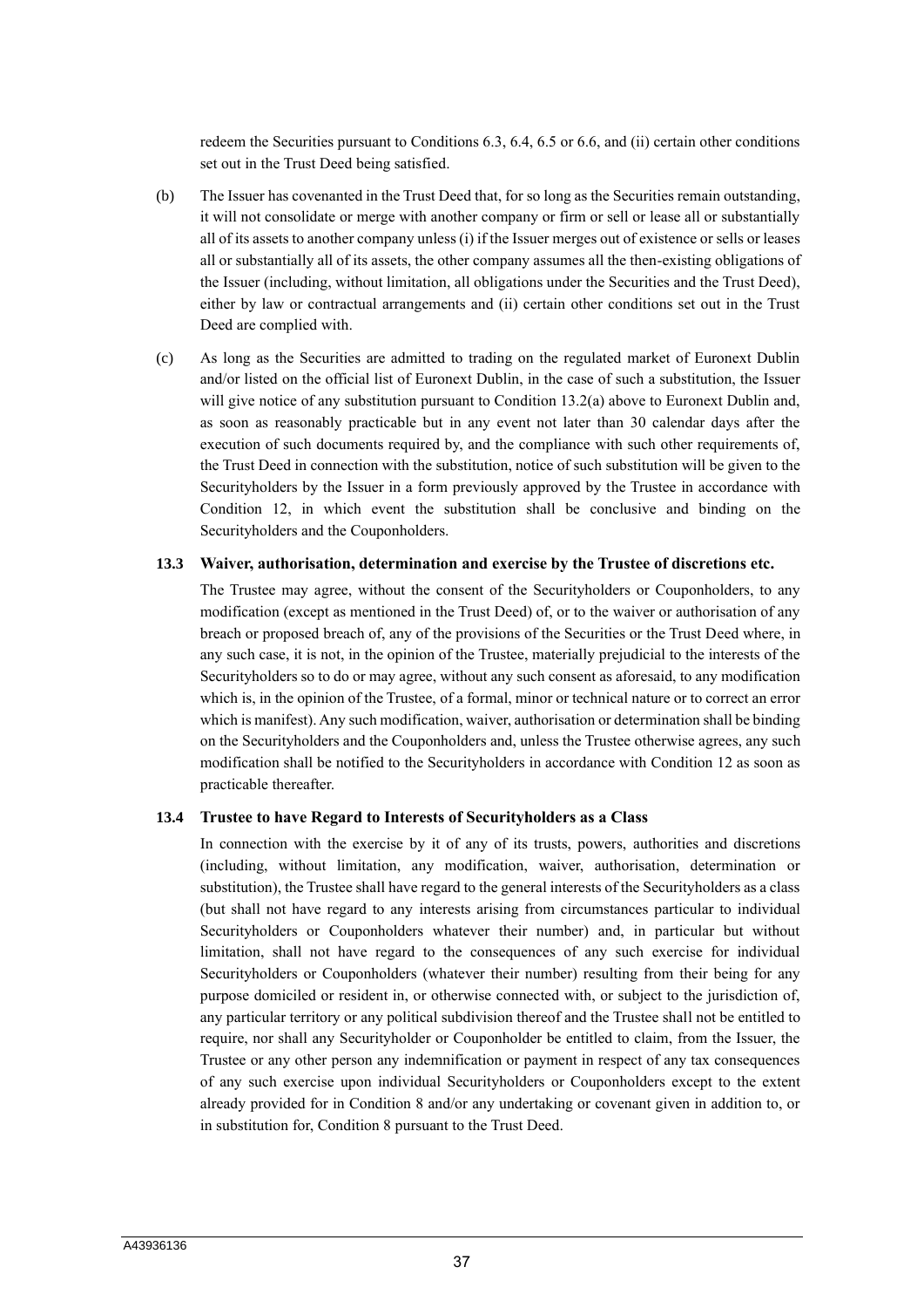redeem the Securities pursuant to Conditions 6.3, 6.4, 6.5 or 6.6, and (ii) certain other conditions set out in the Trust Deed being satisfied.

(b) The Issuer has covenanted in the Trust Deed that, for so long as the Securities remain outstanding, it will not consolidate or merge with another company or firm or sell or lease all or substantially all of its assets to another company unless (i) if the Issuer merges out of existence or sells or leases all or substantially all of its assets, the other company assumes all the then-existing obligations of the Issuer (including, without limitation, all obligations under the Securities and the Trust Deed), either by law or contractual arrangements and (ii) certain other conditions set out in the Trust Deed are complied with.

(c) As long as the Securities are admitted to trading on the regulated market of Euronext Dublin and/or listed on the official list of Euronext Dublin, in the case of such a substitution, the Issuer will give notice of any substitution pursuant to Condition 13.2(a) above to Euronext Dublin and, as soon as reasonably practicable but in any event not later than 30 calendar days after the execution of such documents required by, and the compliance with such other requirements of, the Trust Deed in connection with the substitution, notice of such substitution will be given to the Securityholders by the Issuer in a form previously approved by the Trustee in accordance with Condition 12, in which event the substitution shall be conclusive and binding on the Securityholders and the Couponholders.

### 13.3 Waiver, authorisation, determination and exercise by the Trustee of discretions etc.

The Trustee may agree, without the consent of the Securityholders or Couponholders, to any modification (except as mentioned in the Trust Deed) of, or to the waiver or authorisation of any breach or proposed breach of, any of the provisions of the Securities or the Trust Deed where, in any such case, it is not, in the opinion of the Trustee, materially prejudicial to the interests of the Securityholders so to do or may agree, without any such consent as aforesaid, to any modification which is, in the opinion of the Trustee, of a formal, minor or technical nature or to correct an error which is manifest). Any such modification, waiver, authorisation or determination shall be binding on the Securityholders and the Couponholders and, unless the Trustee otherwise agrees, any such modification shall be notified to the Securityholders in accordance with Condition 12 as soon as practicable thereafter.

### 13.4 Trustee to have Regard to Interests of Securityholders as a Class

In connection with the exercise by it of any of its trusts, powers, authorities and discretions (including, without limitation, any modification, waiver, authorisation, determination or substitution), the Trustee shall have regard to the general interests of the Securityholders as a class (but shall not have regard to any interests arising from circumstances particular to individual Securityholders or Couponholders whatever their number) and, in particular but without limitation, shall not have regard to the consequences of any such exercise for individual Securityholders or Couponholders (whatever their number) resulting from their being for any purpose domiciled or resident in, or otherwise connected with, or subject to the jurisdiction of, any particular territory or any political subdivision thereof and the Trustee shall not be entitled to require, nor shall any Securityholder or Couponholder be entitled to claim, from the Issuer, the Trustee or any other person any indemnification or payment in respect of any tax consequences of any such exercise upon individual Securityholders or Couponholders except to the extent already provided for in Condition 8 and/or any undertaking or covenant given in addition to, or in substitution for, Condition 8 pursuant to the Trust Deed.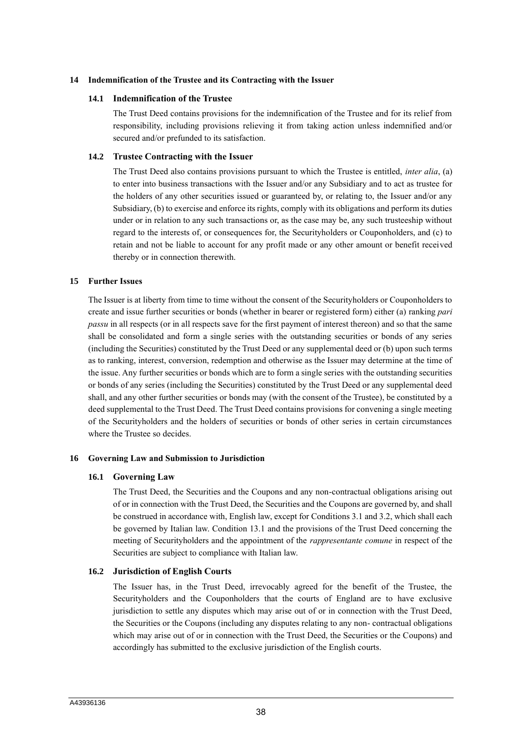## 14 Indemnification of the Trustee and its Contracting with the Issuer

### 14.1 Indemnification of the Trustee

The Trust Deed contains provisions for the indemnification of the Trustee and for its relief from responsibility, including provisions relieving it from taking action unless indemnified and/or secured and/or prefunded to its satisfaction.

### 14.2 Trustee Contracting with the Issuer

The Trust Deed also contains provisions pursuant to which the Trustee is entitled, *inter alia*, (a) to enter into business transactions with the Issuer and/or any Subsidiary and to act as trustee for the holders of any other securities issued or guaranteed by, or relating to, the Issuer and/or any Subsidiary, (b) to exercise and enforce its rights, comply with its obligations and perform its duties under or in relation to any such transactions or, as the case may be, any such trusteeship without regard to the interests of, or consequences for, the Securityholders or Couponholders, and (c) to retain and not be liable to account for any profit made or any other amount or benefit received thereby or in connection therewith.

## 15 Further Issues

The Issuer is at liberty from time to time without the consent of the Securityholders or Couponholders to create and issue further securities or bonds (whether in bearer or registered form) either (a) ranking *pari passu* in all respects (or in all respects save for the first payment of interest thereon) and so that the same shall be consolidated and form a single series with the outstanding securities or bonds of any series (including the Securities) constituted by the Trust Deed or any supplemental deed or (b) upon such terms as to ranking, interest, conversion, redemption and otherwise as the Issuer may determine at the time of the issue. Any further securities or bonds which are to form a single series with the outstanding securities or bonds of any series (including the Securities) constituted by the Trust Deed or any supplemental deed shall, and any other further securities or bonds may (with the consent of the Trustee), be constituted by a deed supplemental to the Trust Deed. The Trust Deed contains provisions for convening a single meeting of the Securityholders and the holders of securities or bonds of other series in certain circumstances where the Trustee so decides.

## 16 Governing Law and Submission to Jurisdiction

### 16.1 Governing Law

The Trust Deed, the Securities and the Coupons and any non-contractual obligations arising out of or in connection with the Trust Deed, the Securities and the Coupons are governed by, and shall be construed in accordance with, English law, except for Conditions 3.1 and 3.2, which shall each be governed by Italian law. Condition 13.1 and the provisions of the Trust Deed concerning the meeting of Securityholders and the appointment of the *rappresentante comune* in respect of the Securities are subject to compliance with Italian law.

### 16.2 Jurisdiction of English Courts

The Issuer has, in the Trust Deed, irrevocably agreed for the benefit of the Trustee, the Securityholders and the Couponholders that the courts of England are to have exclusive jurisdiction to settle any disputes which may arise out of or in connection with the Trust Deed, the Securities or the Coupons (including any disputes relating to any non- contractual obligations which may arise out of or in connection with the Trust Deed, the Securities or the Coupons) and accordingly has submitted to the exclusive jurisdiction of the English courts.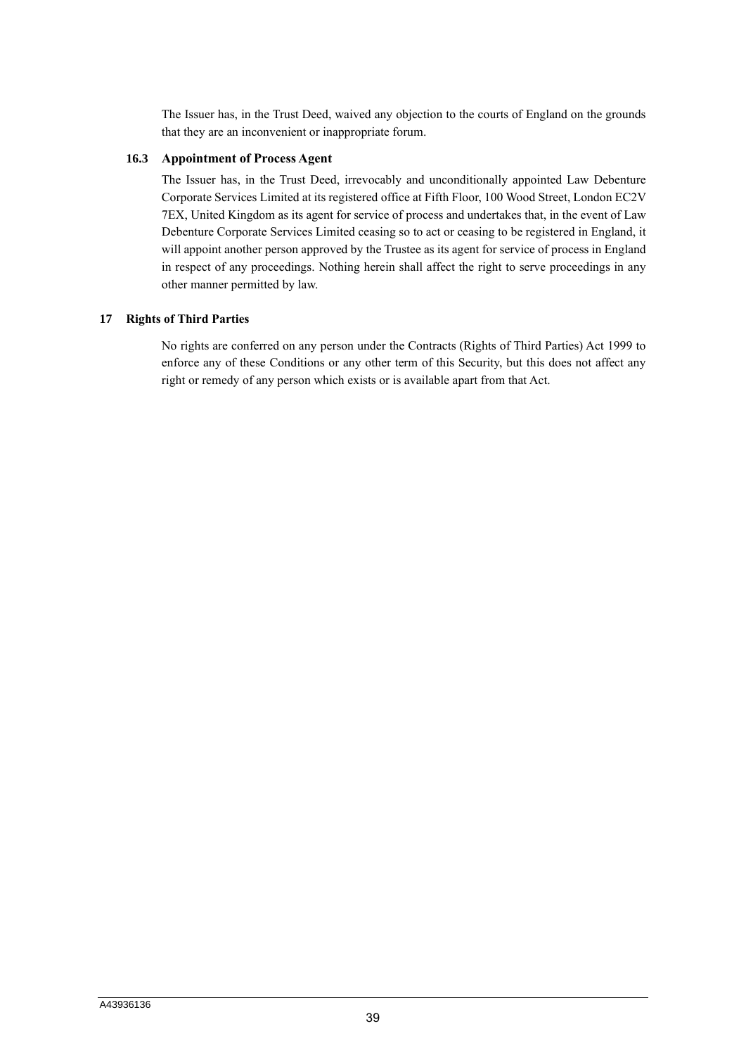The Issuer has, in the Trust Deed, waived any objection to the courts of England on the grounds that they are an inconvenient or inappropriate forum.

### 16.3 Appointment of Process Agent

The Issuer has, in the Trust Deed, irrevocably and unconditionally appointed Law Debenture Corporate Services Limited at its registered office at Fifth Floor, 100 Wood Street, London EC2V 7EX, United Kingdom as its agent for service of process and undertakes that, in the event of Law Debenture Corporate Services Limited ceasing so to act or ceasing to be registered in England, it will appoint another person approved by the Trustee as its agent for service of process in England in respect of any proceedings. Nothing herein shall affect the right to serve proceedings in any other manner permitted by law.

## 17 Rights of Third Parties

No rights are conferred on any person under the Contracts (Rights of Third Parties) Act 1999 to enforce any of these Conditions or any other term of this Security, but this does not affect any right or remedy of any person which exists or is available apart from that Act.